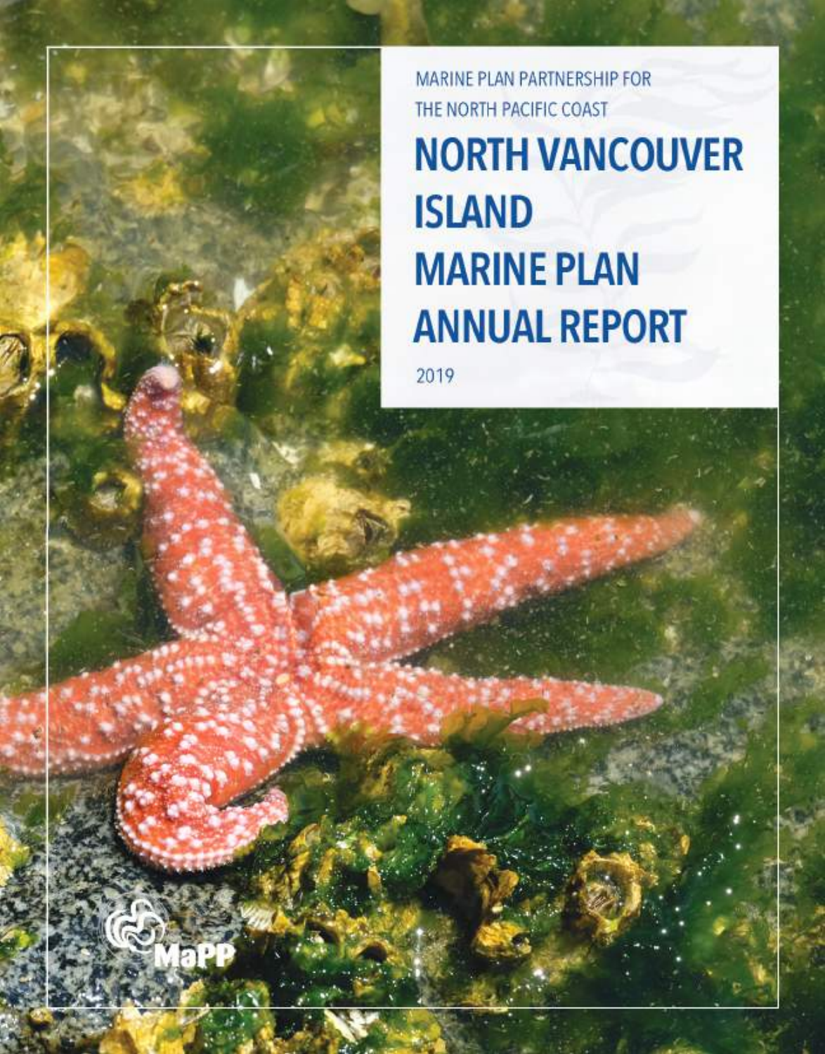MARINE PLAN PARTNERSHIP FOR THE NORTH PACIFIC COAST

# NORTH VANCOUVER ISLAND MARINE PLAN ANNUAL REPORT

2019

MaPP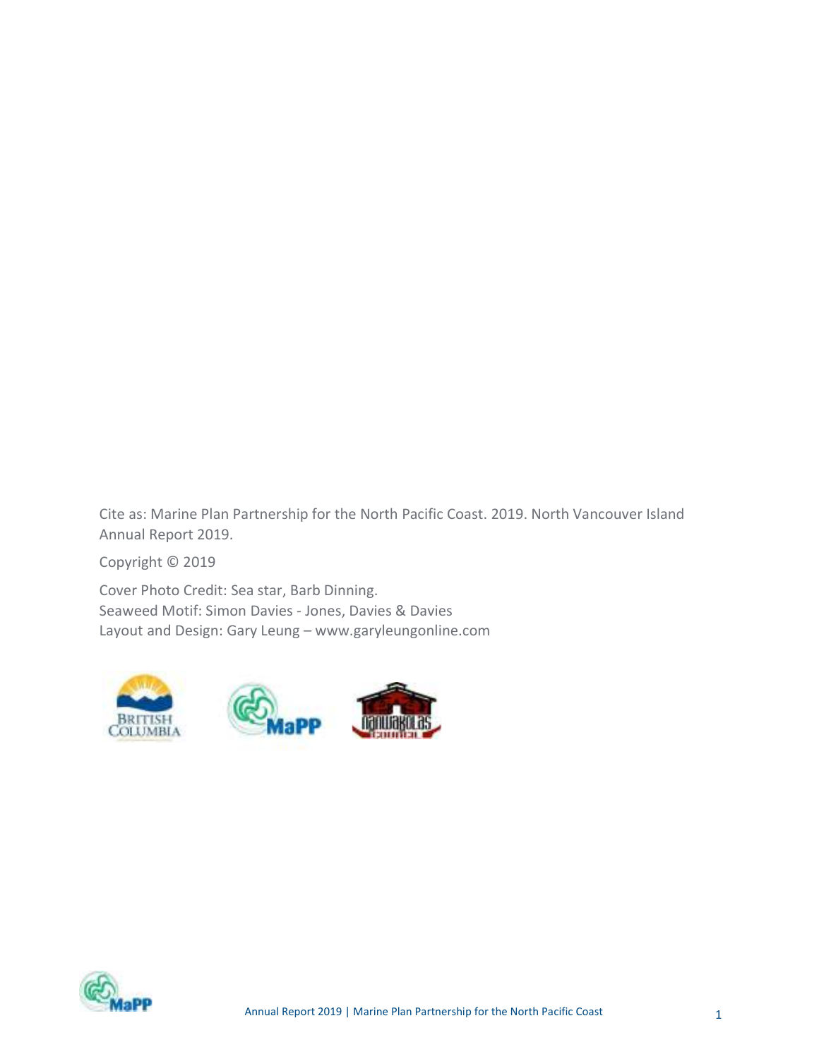Cite as: Marine Plan Partnership for the North Pacific Coast. 2019. North Vancouver Island Annual Report 2019.

Copyright © 2019

Cover Photo Credit: Sea star, Barb Dinning.
Seaweed Motif: Simon Davies - Jones, Davies & Davies
Layout and Design: Gary Leung – www.garyleungonline.com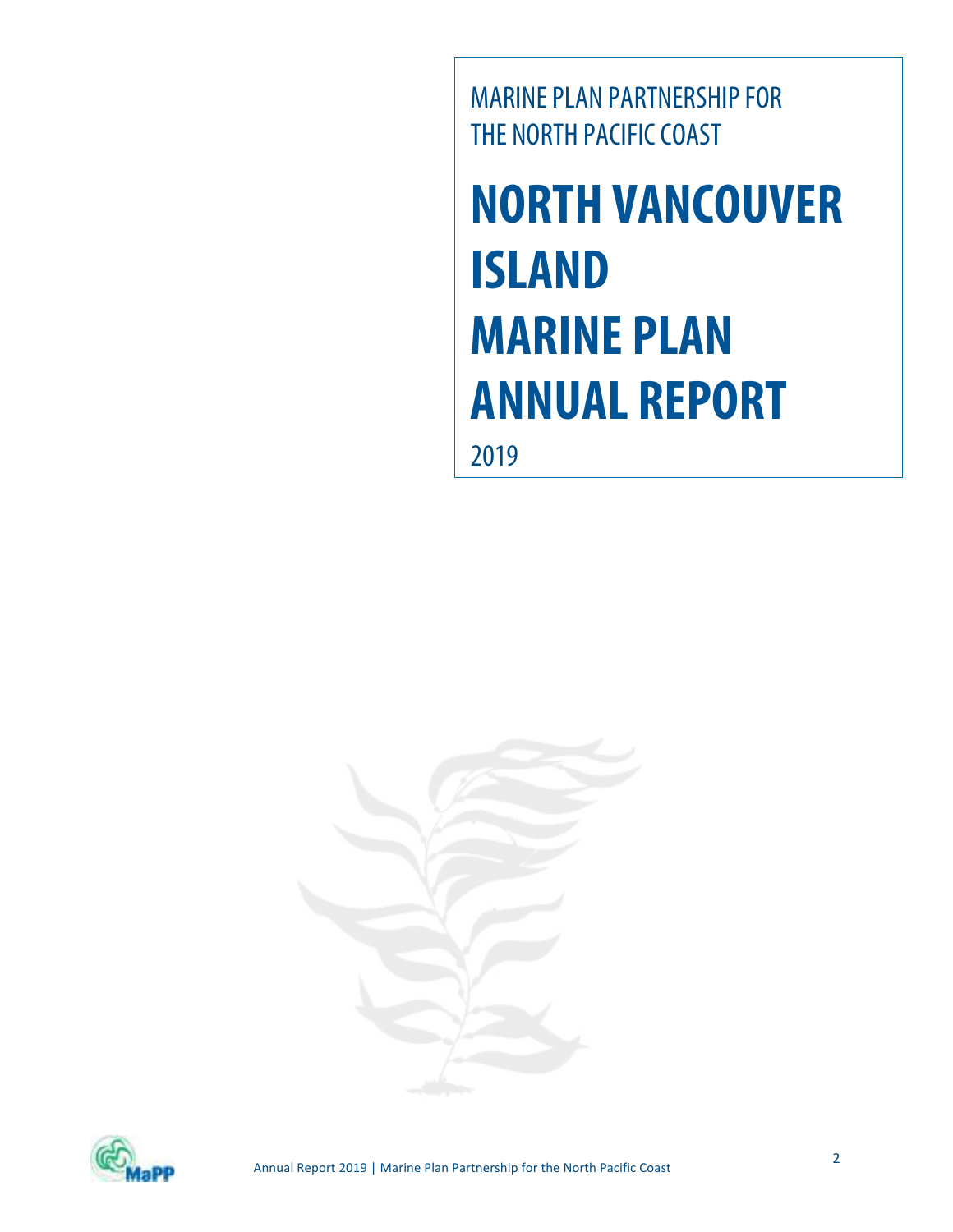MARINE PLAN PARTNERSHIP FOR THE NORTH PACIFIC COAST

# NORTH VANCOUVER ISLAND MARINE PLAN ANNUAL REPORT

2019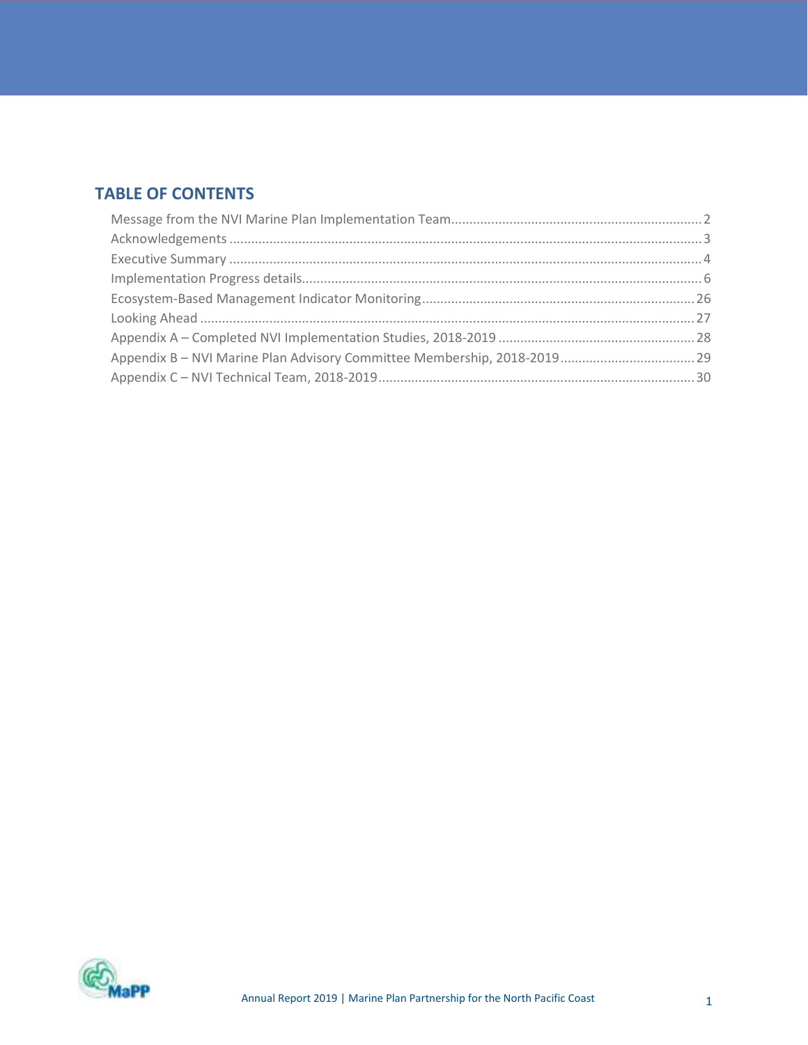## TABLE OF CONTENTS

Message from the NVI Marine Plan Implementation Team .......... 2
Acknowledgements .......... 3
Executive Summary .......... 4
Implementation Progress details .......... 6
Ecosystem-Based Management Indicator Monitoring .......... 26
Looking Ahead .......... 27
Appendix A – Completed NVI Implementation Studies, 2018-2019 .......... 28
Appendix B – NVI Marine Plan Advisory Committee Membership, 2018-2019 .......... 29
Appendix C – NVI Technical Team, 2018-2019 .......... 30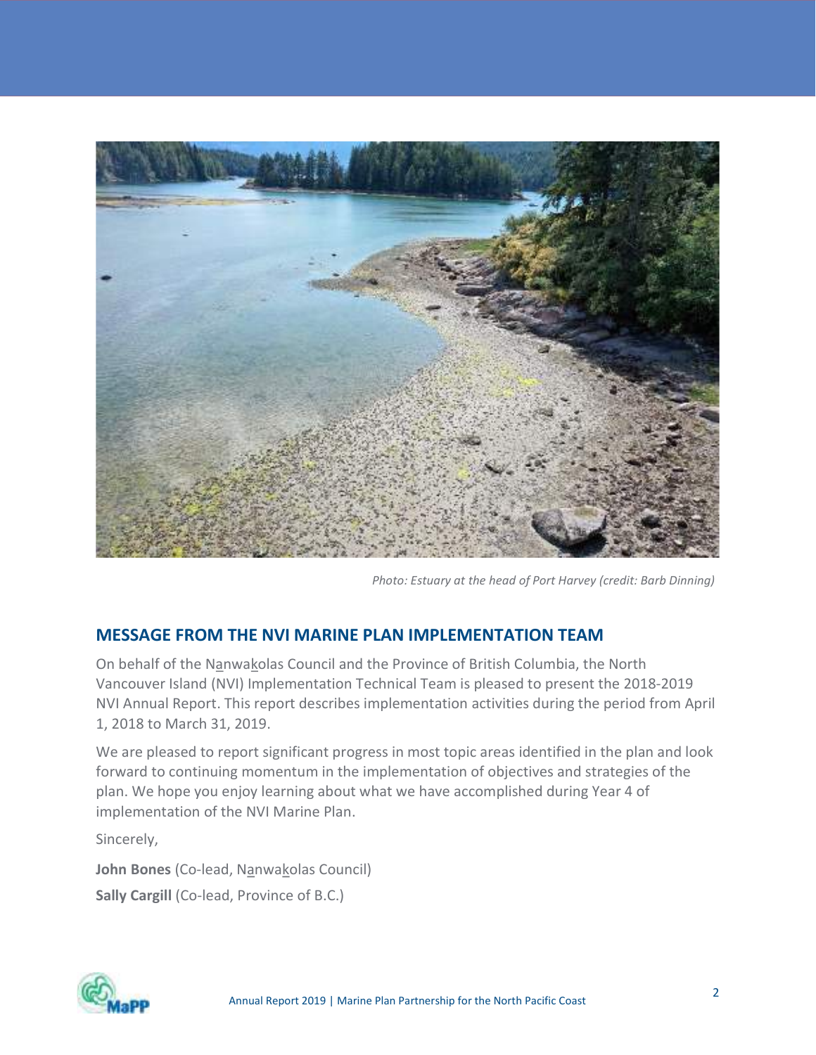*Photo: Estuary at the head of Port Harvey (credit: Barb Dinning)*

## MESSAGE FROM THE NVI MARINE PLAN IMPLEMENTATION TEAM

On behalf of the Na̲nwak̲olas Council and the Province of British Columbia, the North Vancouver Island (NVI) Implementation Technical Team is pleased to present the 2018-2019 NVI Annual Report. This report describes implementation activities during the period from April 1, 2018 to March 31, 2019.

We are pleased to report significant progress in most topic areas identified in the plan and look forward to continuing momentum in the implementation of objectives and strategies of the plan. We hope you enjoy learning about what we have accomplished during Year 4 of implementation of the NVI Marine Plan.

Sincerely,

**John Bones** (Co-lead, Na̲nwak̲olas Council)

**Sally Cargill** (Co-lead, Province of B.C.)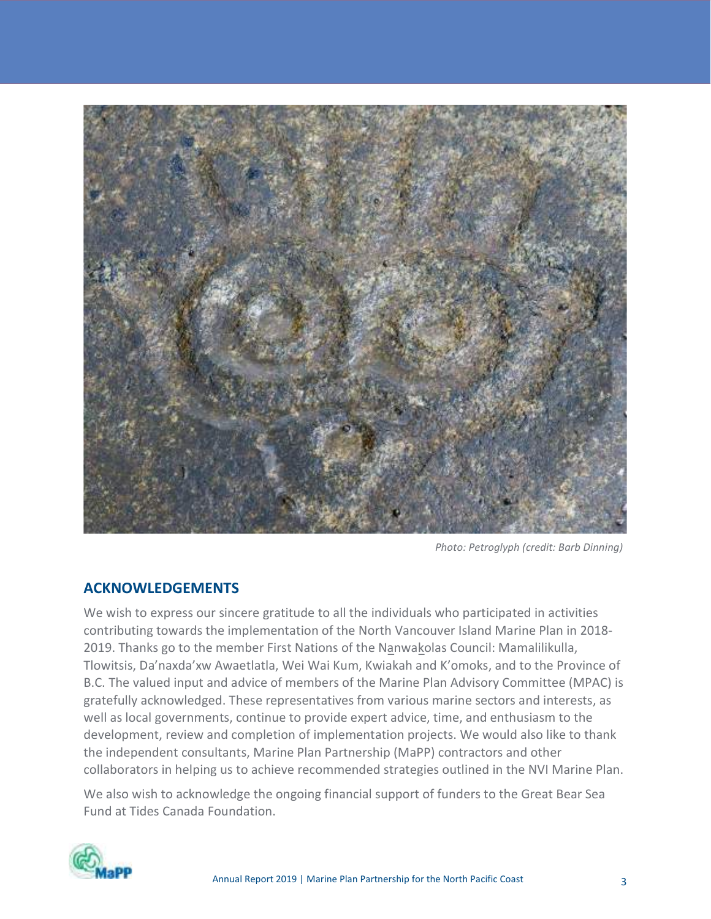*Photo: Petroglyph (credit: Barb Dinning)*

## ACKNOWLEDGEMENTS

We wish to express our sincere gratitude to all the individuals who participated in activities contributing towards the implementation of the North Vancouver Island Marine Plan in 2018-2019. Thanks go to the member First Nations of the Na̱nwaḵolas Council: Mamalilikulla, Tlowitsis, Da'naxda'xw Awaetlatla, Wei Wai Kum, Kwiakah and K'omoks, and to the Province of B.C. The valued input and advice of members of the Marine Plan Advisory Committee (MPAC) is gratefully acknowledged. These representatives from various marine sectors and interests, as well as local governments, continue to provide expert advice, time, and enthusiasm to the development, review and completion of implementation projects. We would also like to thank the independent consultants, Marine Plan Partnership (MaPP) contractors and other collaborators in helping us to achieve recommended strategies outlined in the NVI Marine Plan.

We also wish to acknowledge the ongoing financial support of funders to the Great Bear Sea Fund at Tides Canada Foundation.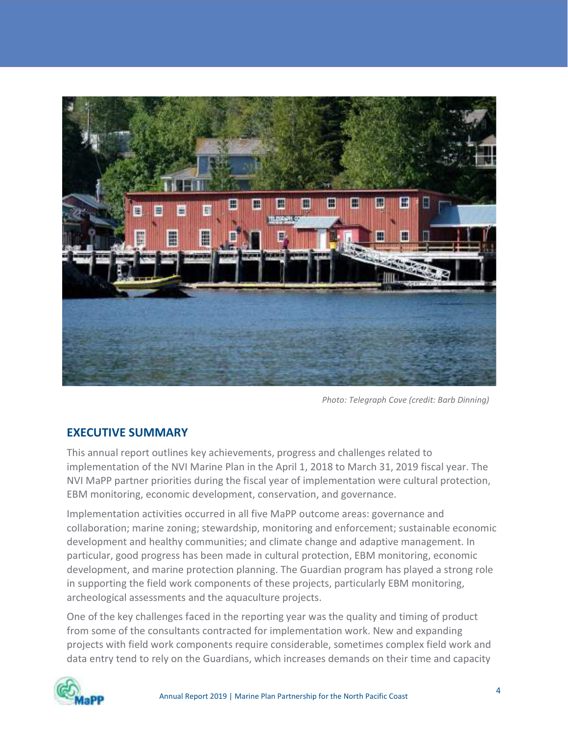*Photo: Telegraph Cove (credit: Barb Dinning)*

## EXECUTIVE SUMMARY

This annual report outlines key achievements, progress and challenges related to implementation of the NVI Marine Plan in the April 1, 2018 to March 31, 2019 fiscal year. The NVI MaPP partner priorities during the fiscal year of implementation were cultural protection, EBM monitoring, economic development, conservation, and governance.

Implementation activities occurred in all five MaPP outcome areas: governance and collaboration; marine zoning; stewardship, monitoring and enforcement; sustainable economic development and healthy communities; and climate change and adaptive management. In particular, good progress has been made in cultural protection, EBM monitoring, economic development, and marine protection planning. The Guardian program has played a strong role in supporting the field work components of these projects, particularly EBM monitoring, archeological assessments and the aquaculture projects.

One of the key challenges faced in the reporting year was the quality and timing of product from some of the consultants contracted for implementation work. New and expanding projects with field work components require considerable, sometimes complex field work and data entry tend to rely on the Guardians, which increases demands on their time and capacity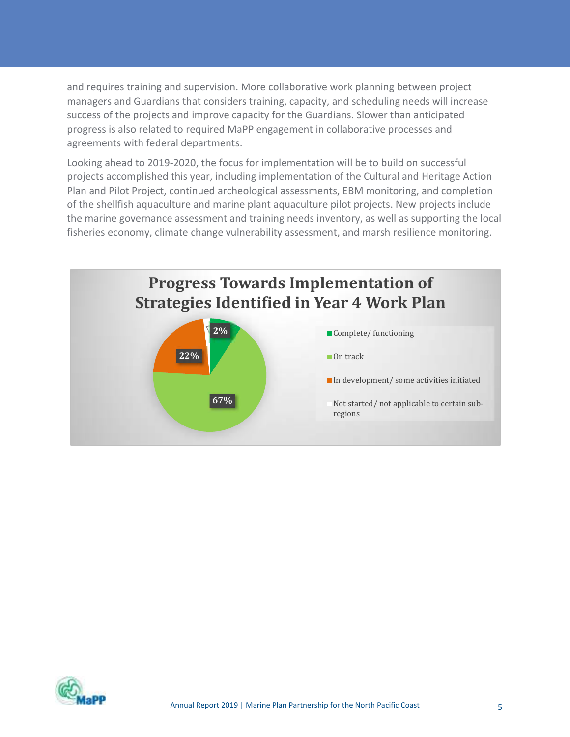and requires training and supervision. More collaborative work planning between project managers and Guardians that considers training, capacity, and scheduling needs will increase success of the projects and improve capacity for the Guardians. Slower than anticipated progress is also related to required MaPP engagement in collaborative processes and agreements with federal departments.

Looking ahead to 2019-2020, the focus for implementation will be to build on successful projects accomplished this year, including implementation of the Cultural and Heritage Action Plan and Pilot Project, continued archeological assessments, EBM monitoring, and completion of the shellfish aquaculture and marine plant aquaculture pilot projects. New projects include the marine governance assessment and training needs inventory, as well as supporting the local fisheries economy, climate change vulnerability assessment, and marsh resilience monitoring.

**Progress Towards Implementation of Strategies Identified in Year 4 Work Plan**

- Complete/ functioning
- On track: 67%
- In development/ some activities initiated: 22%
- Not started/ not applicable to certain sub-regions: 2%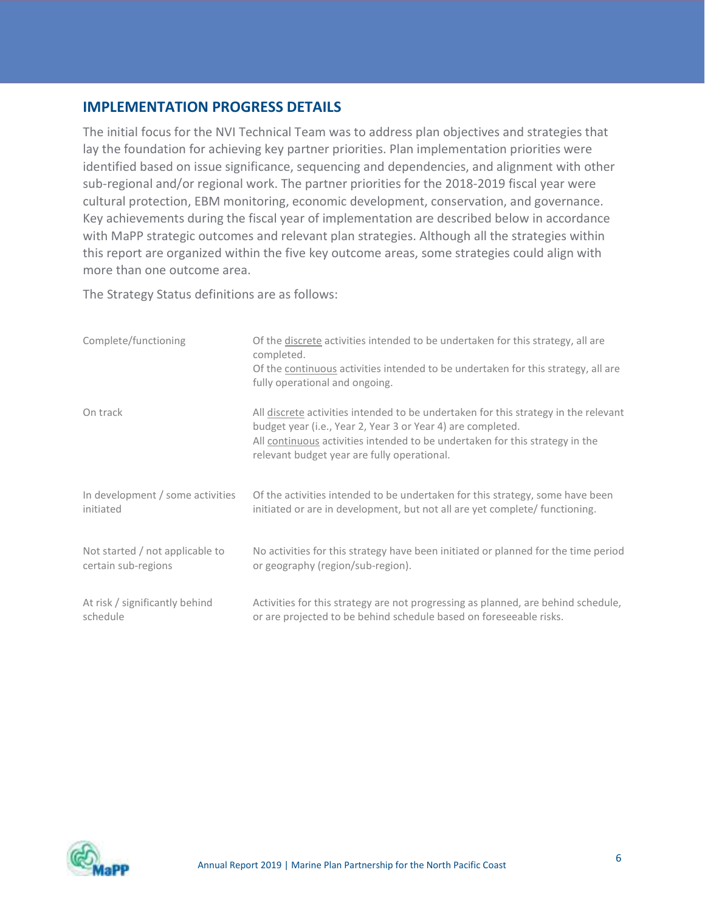## IMPLEMENTATION PROGRESS DETAILS

The initial focus for the NVI Technical Team was to address plan objectives and strategies that lay the foundation for achieving key partner priorities. Plan implementation priorities were identified based on issue significance, sequencing and dependencies, and alignment with other sub-regional and/or regional work. The partner priorities for the 2018-2019 fiscal year were cultural protection, EBM monitoring, economic development, conservation, and governance. Key achievements during the fiscal year of implementation are described below in accordance with MaPP strategic outcomes and relevant plan strategies. Although all the strategies within this report are organized within the five key outcome areas, some strategies could align with more than one outcome area.

The Strategy Status definitions are as follows:

| Status | Definition |
| --- | --- |
| Complete/functioning | Of the discrete activities intended to be undertaken for this strategy, all are completed. Of the continuous activities intended to be undertaken for this strategy, all are fully operational and ongoing. |
| On track | All discrete activities intended to be undertaken for this strategy in the relevant budget year (i.e., Year 2, Year 3 or Year 4) are completed. All continuous activities intended to be undertaken for this strategy in the relevant budget year are fully operational. |
| In development / some activities initiated | Of the activities intended to be undertaken for this strategy, some have been initiated or are in development, but not all are yet complete/ functioning. |
| Not started / not applicable to certain sub-regions | No activities for this strategy have been initiated or planned for the time period or geography (region/sub-region). |
| At risk / significantly behind schedule | Activities for this strategy are not progressing as planned, are behind schedule, or are projected to be behind schedule based on foreseeable risks. |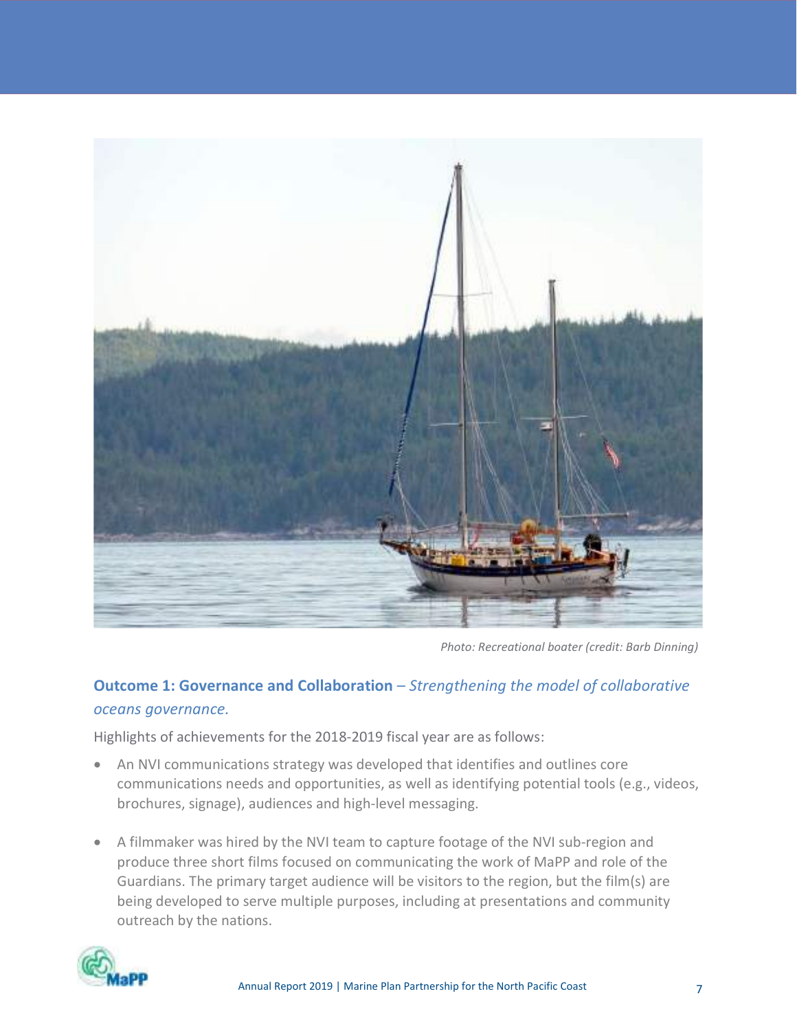Photo: Recreational boater (credit: Barb Dinning)

## **Outcome 1: Governance and Collaboration** – *Strengthening the model of collaborative oceans governance.*

Highlights of achievements for the 2018-2019 fiscal year are as follows:

- An NVI communications strategy was developed that identifies and outlines core communications needs and opportunities, as well as identifying potential tools (e.g., videos, brochures, signage), audiences and high-level messaging.
- A filmmaker was hired by the NVI team to capture footage of the NVI sub-region and produce three short films focused on communicating the work of MaPP and role of the Guardians. The primary target audience will be visitors to the region, but the film(s) are being developed to serve multiple purposes, including at presentations and community outreach by the nations.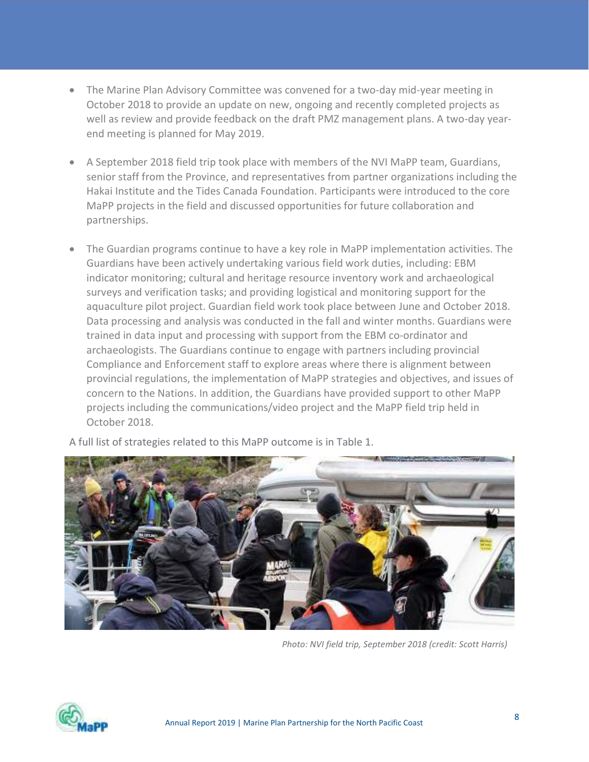- The Marine Plan Advisory Committee was convened for a two-day mid-year meeting in October 2018 to provide an update on new, ongoing and recently completed projects as well as review and provide feedback on the draft PMZ management plans. A two-day year-end meeting is planned for May 2019.

- A September 2018 field trip took place with members of the NVI MaPP team, Guardians, senior staff from the Province, and representatives from partner organizations including the Hakai Institute and the Tides Canada Foundation. Participants were introduced to the core MaPP projects in the field and discussed opportunities for future collaboration and partnerships.

- The Guardian programs continue to have a key role in MaPP implementation activities. The Guardians have been actively undertaking various field work duties, including: EBM indicator monitoring; cultural and heritage resource inventory work and archaeological surveys and verification tasks; and providing logistical and monitoring support for the aquaculture pilot project. Guardian field work took place between June and October 2018. Data processing and analysis was conducted in the fall and winter months. Guardians were trained in data input and processing with support from the EBM co-ordinator and archaeologists. The Guardians continue to engage with partners including provincial Compliance and Enforcement staff to explore areas where there is alignment between provincial regulations, the implementation of MaPP strategies and objectives, and issues of concern to the Nations. In addition, the Guardians have provided support to other MaPP projects including the communications/video project and the MaPP field trip held in October 2018.

A full list of strategies related to this MaPP outcome is in Table 1.

*Photo: NVI field trip, September 2018 (credit: Scott Harris)*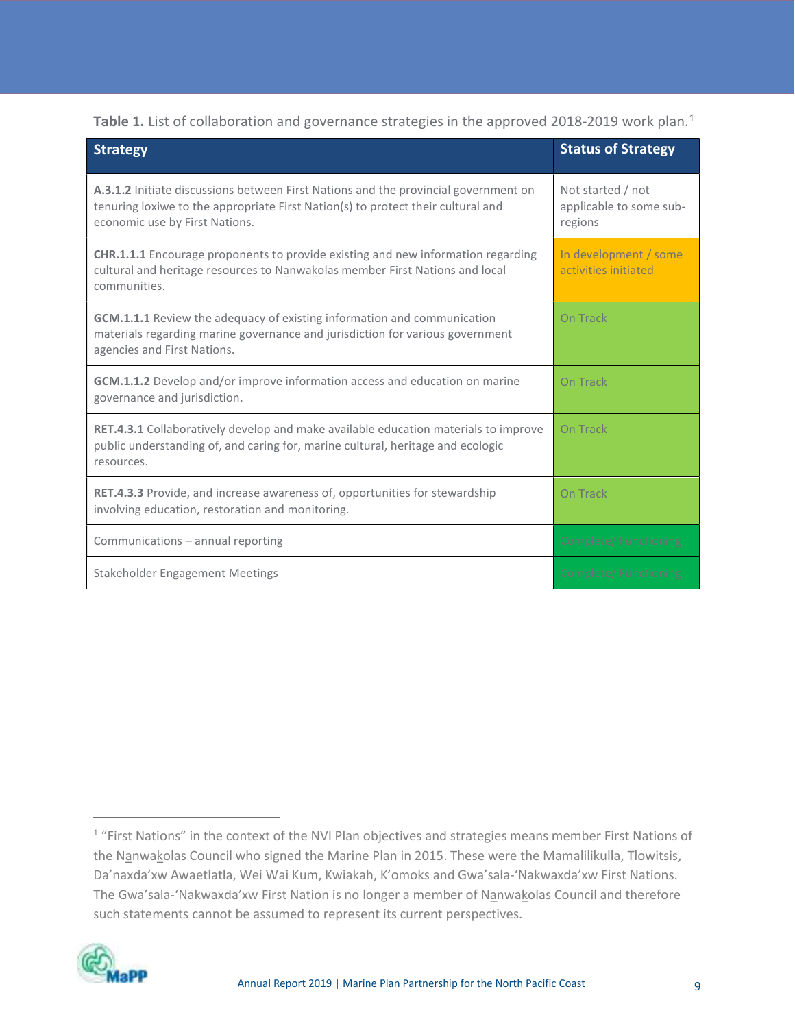**Table 1.** List of collaboration and governance strategies in the approved 2018-2019 work plan.[1]

| Strategy | Status of Strategy |
|---|---|
| **A.3.1.2** Initiate discussions between First Nations and the provincial government on tenuring loxiwe to the appropriate First Nation(s) to protect their cultural and economic use by First Nations. | Not started / not applicable to some sub-regions |
| **CHR.1.1.1** Encourage proponents to provide existing and new information regarding cultural and heritage resources to Na̱nwa̱kolas member First Nations and local communities. | In development / some activities initiated |
| **GCM.1.1.1** Review the adequacy of existing information and communication materials regarding marine governance and jurisdiction for various government agencies and First Nations. | On Track |
| **GCM.1.1.2** Develop and/or improve information access and education on marine governance and jurisdiction. | On Track |
| **RET.4.3.1** Collaboratively develop and make available education materials to improve public understanding of, and caring for, marine cultural, heritage and ecologic resources. | On Track |
| **RET.4.3.3** Provide, and increase awareness of, opportunities for stewardship involving education, restoration and monitoring. | On Track |
| Communications – annual reporting | Complete/ Functioning |
| Stakeholder Engagement Meetings | Complete/ Functioning |

[1] "First Nations" in the context of the NVI Plan objectives and strategies means member First Nations of the Na̱nwa̱kolas Council who signed the Marine Plan in 2015. These were the Mamalilikulla, Tlowitsis, Da'naxda'xw Awaetlatla, Wei Wai Kum, Kwiakah, K'omoks and Gwa'sala-'Nakwaxda'xw First Nations. The Gwa'sala-'Nakwaxda'xw First Nation is no longer a member of Na̱nwa̱kolas Council and therefore such statements cannot be assumed to represent its current perspectives.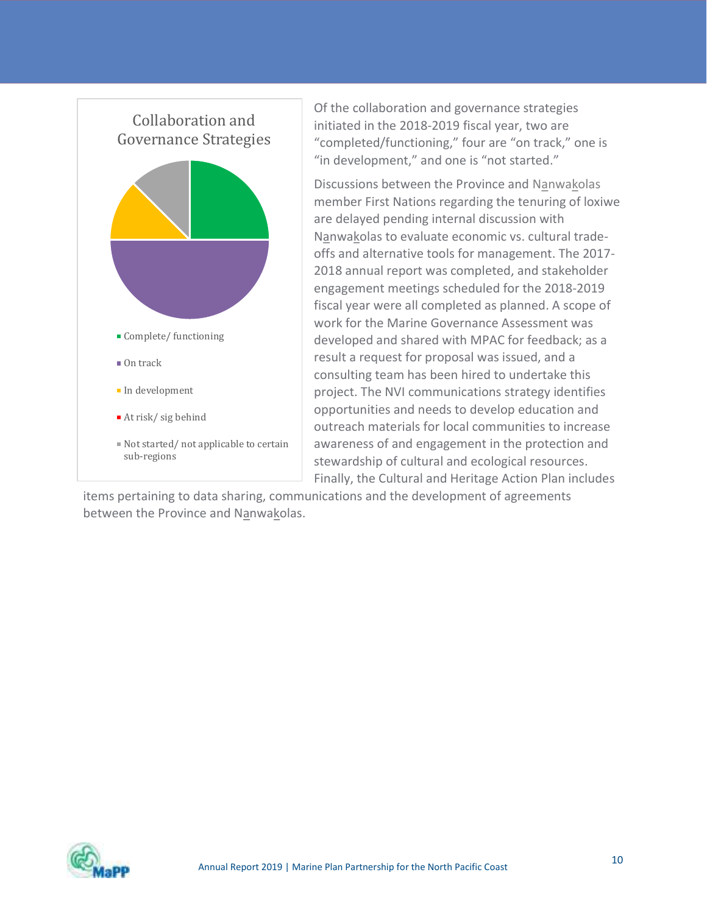Collaboration and Governance Strategies

- Complete/ functioning
- On track
- In development
- At risk/ sig behind
- Not started/ not applicable to certain sub-regions

Of the collaboration and governance strategies initiated in the 2018-2019 fiscal year, two are "completed/functioning," four are "on track," one is "in development," and one is "not started."

Discussions between the Province and Nanwakolas member First Nations regarding the tenuring of loxiwe are delayed pending internal discussion with Nanwakolas to evaluate economic vs. cultural trade-offs and alternative tools for management. The 2017-2018 annual report was completed, and stakeholder engagement meetings scheduled for the 2018-2019 fiscal year were all completed as planned. A scope of work for the Marine Governance Assessment was developed and shared with MPAC for feedback; as a result a request for proposal was issued, and a consulting team has been hired to undertake this project. The NVI communications strategy identifies opportunities and needs to develop education and outreach materials for local communities to increase awareness of and engagement in the protection and stewardship of cultural and ecological resources. Finally, the Cultural and Heritage Action Plan includes items pertaining to data sharing, communications and the development of agreements between the Province and Nanwakolas.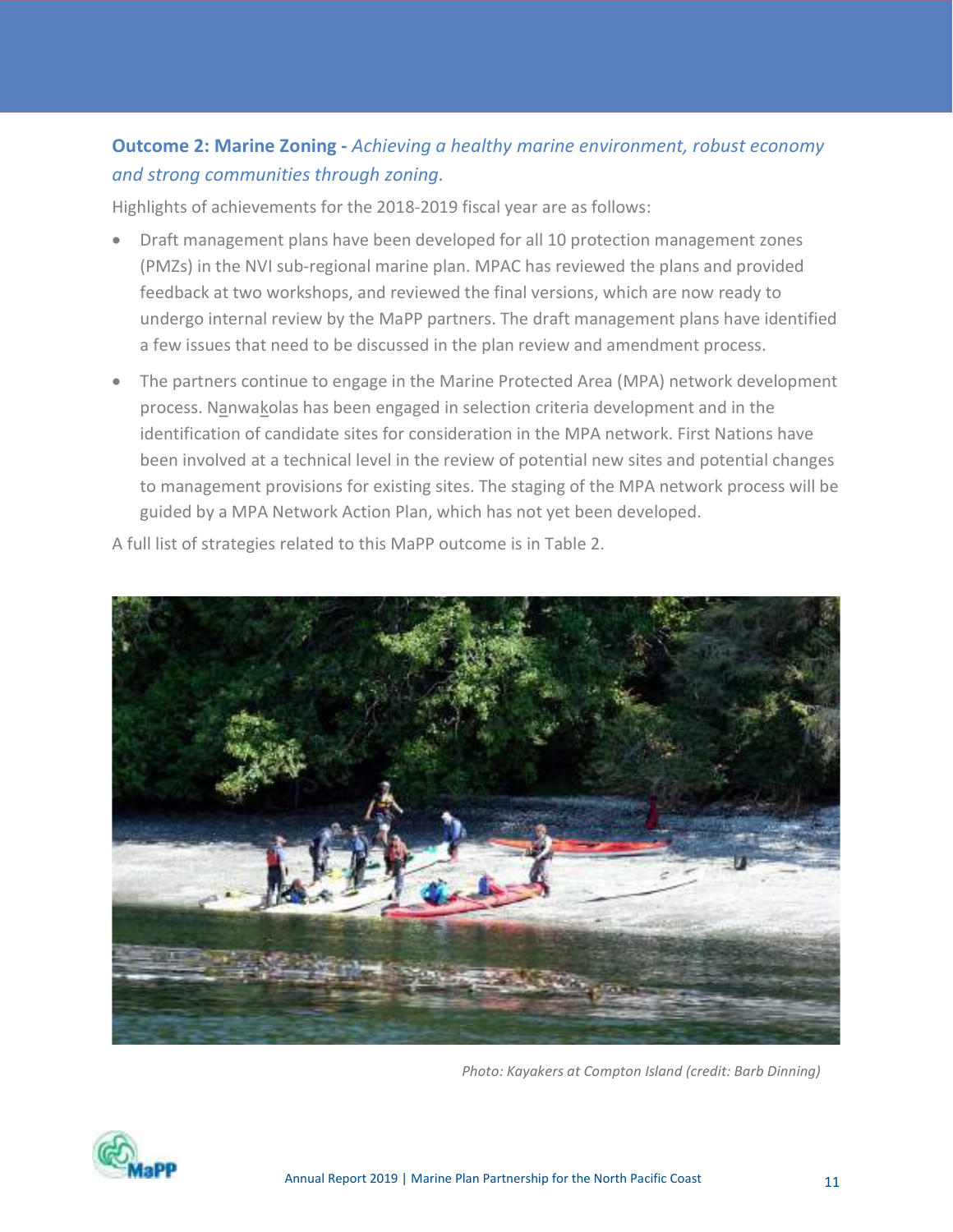**Outcome 2: Marine Zoning -** *Achieving a healthy marine environment, robust economy and strong communities through zoning.*

Highlights of achievements for the 2018-2019 fiscal year are as follows:

- Draft management plans have been developed for all 10 protection management zones (PMZs) in the NVI sub-regional marine plan. MPAC has reviewed the plans and provided feedback at two workshops, and reviewed the final versions, which are now ready to undergo internal review by the MaPP partners. The draft management plans have identified a few issues that need to be discussed in the plan review and amendment process.
- The partners continue to engage in the Marine Protected Area (MPA) network development process. N̲anwak̲olas has been engaged in selection criteria development and in the identification of candidate sites for consideration in the MPA network. First Nations have been involved at a technical level in the review of potential new sites and potential changes to management provisions for existing sites. The staging of the MPA network process will be guided by a MPA Network Action Plan, which has not yet been developed.

A full list of strategies related to this MaPP outcome is in Table 2.

*Photo: Kayakers at Compton Island (credit: Barb Dinning)*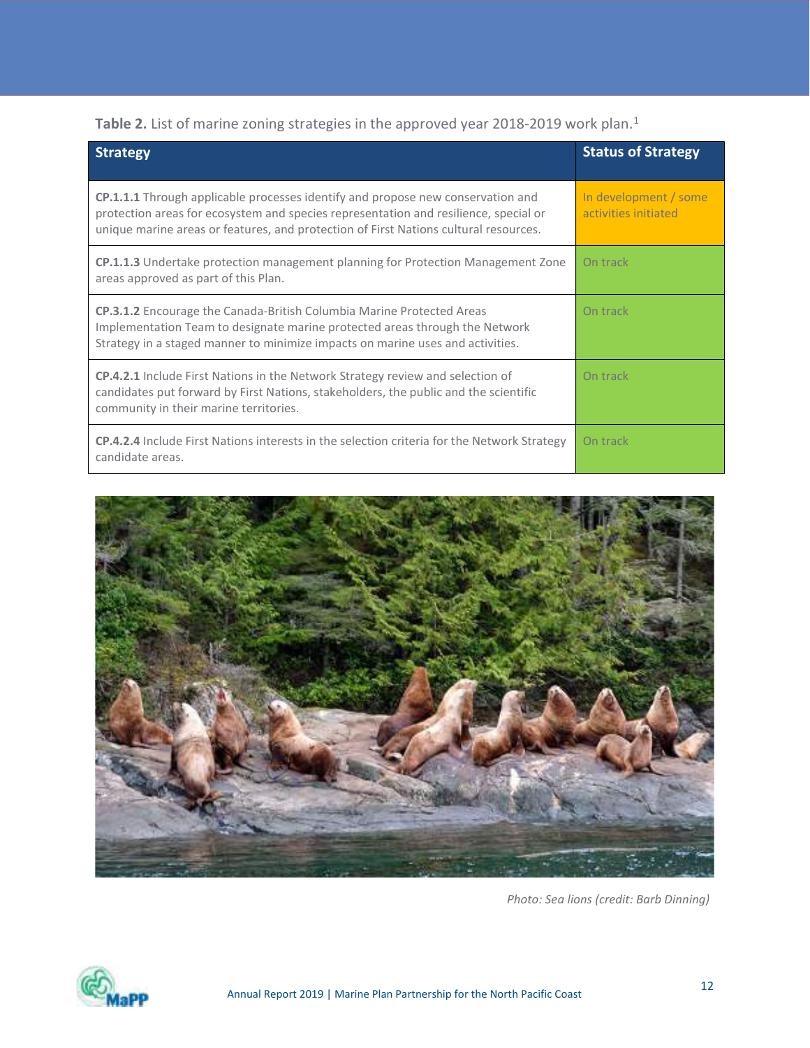**Table 2.** List of marine zoning strategies in the approved year 2018-2019 work plan.[1]

| Strategy | Status of Strategy |
|---|---|
| **CP.1.1.1** Through applicable processes identify and propose new conservation and protection areas for ecosystem and species representation and resilience, special or unique marine areas or features, and protection of First Nations cultural resources. | In development / some activities initiated |
| **CP.1.1.3** Undertake protection management planning for Protection Management Zone areas approved as part of this Plan. | On track |
| **CP.3.1.2** Encourage the Canada-British Columbia Marine Protected Areas Implementation Team to designate marine protected areas through the Network Strategy in a staged manner to minimize impacts on marine uses and activities. | On track |
| **CP.4.2.1** Include First Nations in the Network Strategy review and selection of candidates put forward by First Nations, stakeholders, the public and the scientific community in their marine territories. | On track |
| **CP.4.2.4** Include First Nations interests in the selection criteria for the Network Strategy candidate areas. | On track |

*Photo: Sea lions (credit: Barb Dinning)*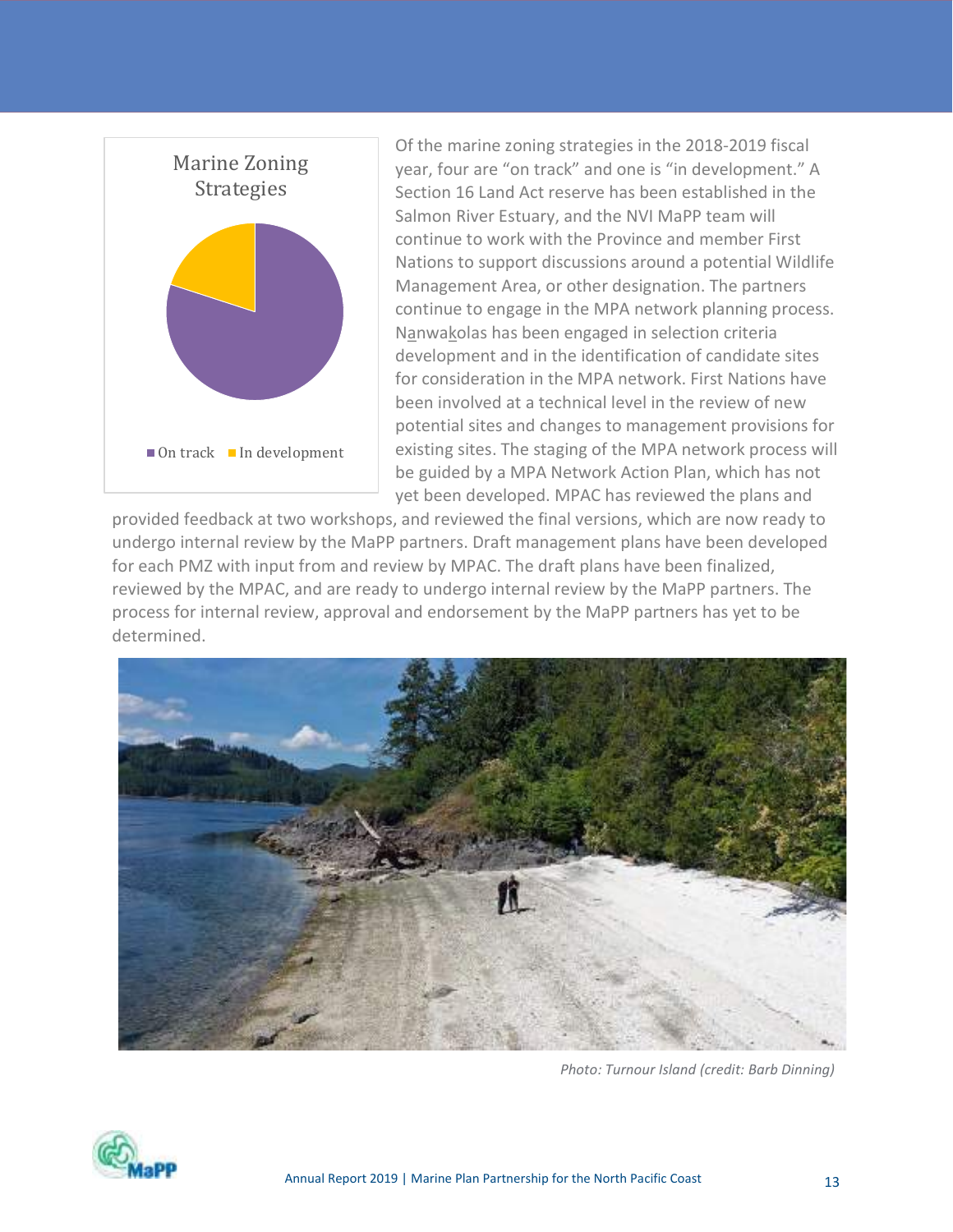Marine Zoning Strategies

■ On track ■ In development

Of the marine zoning strategies in the 2018-2019 fiscal year, four are "on track" and one is "in development." A Section 16 Land Act reserve has been established in the Salmon River Estuary, and the NVI MaPP team will continue to work with the Province and member First Nations to support discussions around a potential Wildlife Management Area, or other designation. The partners continue to engage in the MPA network planning process. Na̲nwak̲olas has been engaged in selection criteria development and in the identification of candidate sites for consideration in the MPA network. First Nations have been involved at a technical level in the review of new potential sites and changes to management provisions for existing sites. The staging of the MPA network process will be guided by a MPA Network Action Plan, which has not yet been developed. MPAC has reviewed the plans and provided feedback at two workshops, and reviewed the final versions, which are now ready to undergo internal review by the MaPP partners. Draft management plans have been developed for each PMZ with input from and review by MPAC. The draft plans have been finalized, reviewed by the MPAC, and are ready to undergo internal review by the MaPP partners. The process for internal review, approval and endorsement by the MaPP partners has yet to be determined.

*Photo: Turnour Island (credit: Barb Dinning)*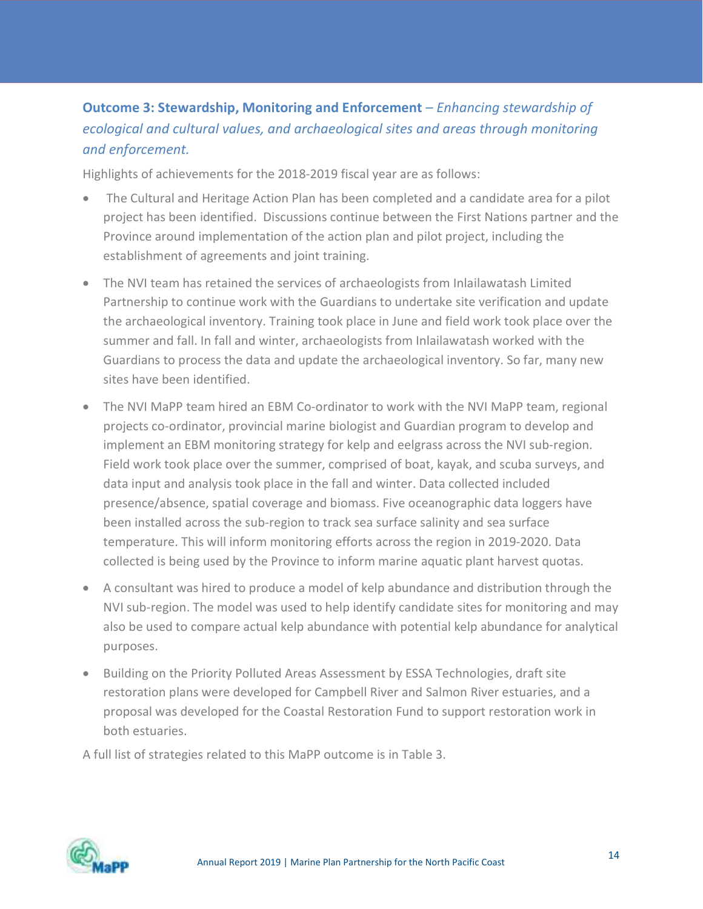## **Outcome 3: Stewardship, Monitoring and Enforcement** – *Enhancing stewardship of ecological and cultural values, and archaeological sites and areas through monitoring and enforcement.*

Highlights of achievements for the 2018-2019 fiscal year are as follows:

- The Cultural and Heritage Action Plan has been completed and a candidate area for a pilot project has been identified. Discussions continue between the First Nations partner and the Province around implementation of the action plan and pilot project, including the establishment of agreements and joint training.
- The NVI team has retained the services of archaeologists from Inlailawatash Limited Partnership to continue work with the Guardians to undertake site verification and update the archaeological inventory. Training took place in June and field work took place over the summer and fall. In fall and winter, archaeologists from Inlailawatash worked with the Guardians to process the data and update the archaeological inventory. So far, many new sites have been identified.
- The NVI MaPP team hired an EBM Co-ordinator to work with the NVI MaPP team, regional projects co-ordinator, provincial marine biologist and Guardian program to develop and implement an EBM monitoring strategy for kelp and eelgrass across the NVI sub-region. Field work took place over the summer, comprised of boat, kayak, and scuba surveys, and data input and analysis took place in the fall and winter. Data collected included presence/absence, spatial coverage and biomass. Five oceanographic data loggers have been installed across the sub-region to track sea surface salinity and sea surface temperature. This will inform monitoring efforts across the region in 2019-2020. Data collected is being used by the Province to inform marine aquatic plant harvest quotas.
- A consultant was hired to produce a model of kelp abundance and distribution through the NVI sub-region. The model was used to help identify candidate sites for monitoring and may also be used to compare actual kelp abundance with potential kelp abundance for analytical purposes.
- Building on the Priority Polluted Areas Assessment by ESSA Technologies, draft site restoration plans were developed for Campbell River and Salmon River estuaries, and a proposal was developed for the Coastal Restoration Fund to support restoration work in both estuaries.

A full list of strategies related to this MaPP outcome is in Table 3.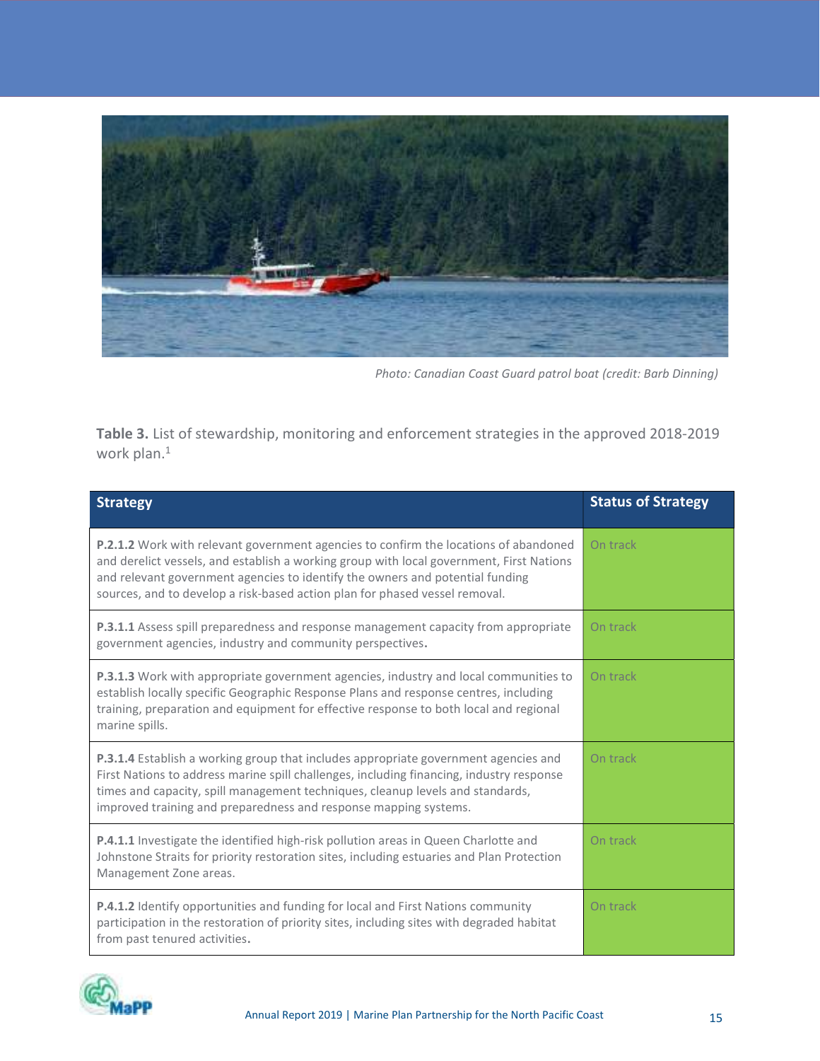Photo: Canadian Coast Guard patrol boat (credit: Barb Dinning)

**Table 3.** List of stewardship, monitoring and enforcement strategies in the approved 2018-2019 work plan.[1]

| Strategy | Status of Strategy |
| --- | --- |
| **P.2.1.2** Work with relevant government agencies to confirm the locations of abandoned and derelict vessels, and establish a working group with local government, First Nations and relevant government agencies to identify the owners and potential funding sources, and to develop a risk-based action plan for phased vessel removal. | On track |
| **P.3.1.1** Assess spill preparedness and response management capacity from appropriate government agencies, industry and community perspectives**.** | On track |
| **P.3.1.3** Work with appropriate government agencies, industry and local communities to establish locally specific Geographic Response Plans and response centres, including training, preparation and equipment for effective response to both local and regional marine spills. | On track |
| **P.3.1.4** Establish a working group that includes appropriate government agencies and First Nations to address marine spill challenges, including financing, industry response times and capacity, spill management techniques, cleanup levels and standards, improved training and preparedness and response mapping systems. | On track |
| **P.4.1.1** Investigate the identified high-risk pollution areas in Queen Charlotte and Johnstone Straits for priority restoration sites, including estuaries and Plan Protection Management Zone areas. | On track |
| **P.4.1.2** Identify opportunities and funding for local and First Nations community participation in the restoration of priority sites, including sites with degraded habitat from past tenured activities**.** | On track |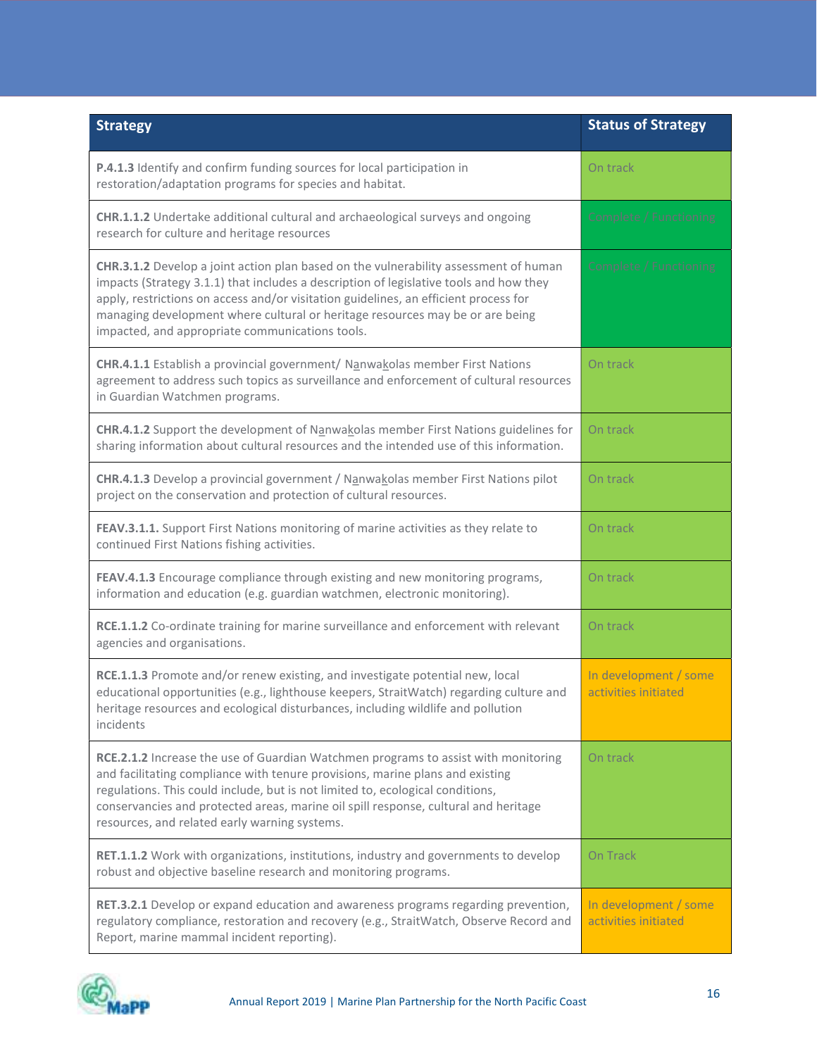| Strategy | Status of Strategy |
| --- | --- |
| **P.4.1.3** Identify and confirm funding sources for local participation in restoration/adaptation programs for species and habitat. | On track |
| **CHR.1.1.2** Undertake additional cultural and archaeological surveys and ongoing research for culture and heritage resources | Complete / Functioning |
| **CHR.3.1.2** Develop a joint action plan based on the vulnerability assessment of human impacts (Strategy 3.1.1) that includes a description of legislative tools and how they apply, restrictions on access and/or visitation guidelines, an efficient process for managing development where cultural or heritage resources may be or are being impacted, and appropriate communications tools. | Complete / Functioning |
| **CHR.4.1.1** Establish a provincial government/ Nanwakolas member First Nations agreement to address such topics as surveillance and enforcement of cultural resources in Guardian Watchmen programs. | On track |
| **CHR.4.1.2** Support the development of Nanwakolas member First Nations guidelines for sharing information about cultural resources and the intended use of this information. | On track |
| **CHR.4.1.3** Develop a provincial government / Nanwakolas member First Nations pilot project on the conservation and protection of cultural resources. | On track |
| **FEAV.3.1.1.** Support First Nations monitoring of marine activities as they relate to continued First Nations fishing activities. | On track |
| **FEAV.4.1.3** Encourage compliance through existing and new monitoring programs, information and education (e.g. guardian watchmen, electronic monitoring). | On track |
| **RCE.1.1.2** Co-ordinate training for marine surveillance and enforcement with relevant agencies and organisations. | On track |
| **RCE.1.1.3** Promote and/or renew existing, and investigate potential new, local educational opportunities (e.g., lighthouse keepers, StraitWatch) regarding culture and heritage resources and ecological disturbances, including wildlife and pollution incidents | In development / some activities initiated |
| **RCE.2.1.2** Increase the use of Guardian Watchmen programs to assist with monitoring and facilitating compliance with tenure provisions, marine plans and existing regulations. This could include, but is not limited to, ecological conditions, conservancies and protected areas, marine oil spill response, cultural and heritage resources, and related early warning systems. | On track |
| **RET.1.1.2** Work with organizations, institutions, industry and governments to develop robust and objective baseline research and monitoring programs. | On Track |
| **RET.3.2.1** Develop or expand education and awareness programs regarding prevention, regulatory compliance, restoration and recovery (e.g., StraitWatch, Observe Record and Report, marine mammal incident reporting). | In development / some activities initiated |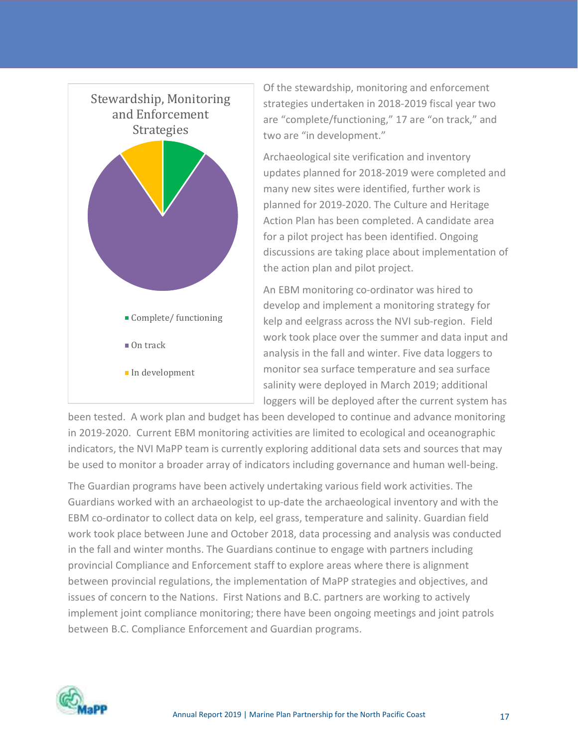**Stewardship, Monitoring and Enforcement Strategies**

- Complete/ functioning
- On track
- In development

Of the stewardship, monitoring and enforcement strategies undertaken in 2018-2019 fiscal year two are "complete/functioning," 17 are "on track," and two are "in development."

Archaeological site verification and inventory updates planned for 2018-2019 were completed and many new sites were identified, further work is planned for 2019-2020. The Culture and Heritage Action Plan has been completed. A candidate area for a pilot project has been identified. Ongoing discussions are taking place about implementation of the action plan and pilot project.

An EBM monitoring co-ordinator was hired to develop and implement a monitoring strategy for kelp and eelgrass across the NVI sub-region. Field work took place over the summer and data input and analysis in the fall and winter. Five data loggers to monitor sea surface temperature and sea surface salinity were deployed in March 2019; additional loggers will be deployed after the current system has been tested. A work plan and budget has been developed to continue and advance monitoring in 2019-2020. Current EBM monitoring activities are limited to ecological and oceanographic indicators, the NVI MaPP team is currently exploring additional data sets and sources that may be used to monitor a broader array of indicators including governance and human well-being.

The Guardian programs have been actively undertaking various field work activities. The Guardians worked with an archaeologist to up-date the archaeological inventory and with the EBM co-ordinator to collect data on kelp, eel grass, temperature and salinity. Guardian field work took place between June and October 2018, data processing and analysis was conducted in the fall and winter months. The Guardians continue to engage with partners including provincial Compliance and Enforcement staff to explore areas where there is alignment between provincial regulations, the implementation of MaPP strategies and objectives, and issues of concern to the Nations. First Nations and B.C. partners are working to actively implement joint compliance monitoring; there have been ongoing meetings and joint patrols between B.C. Compliance Enforcement and Guardian programs.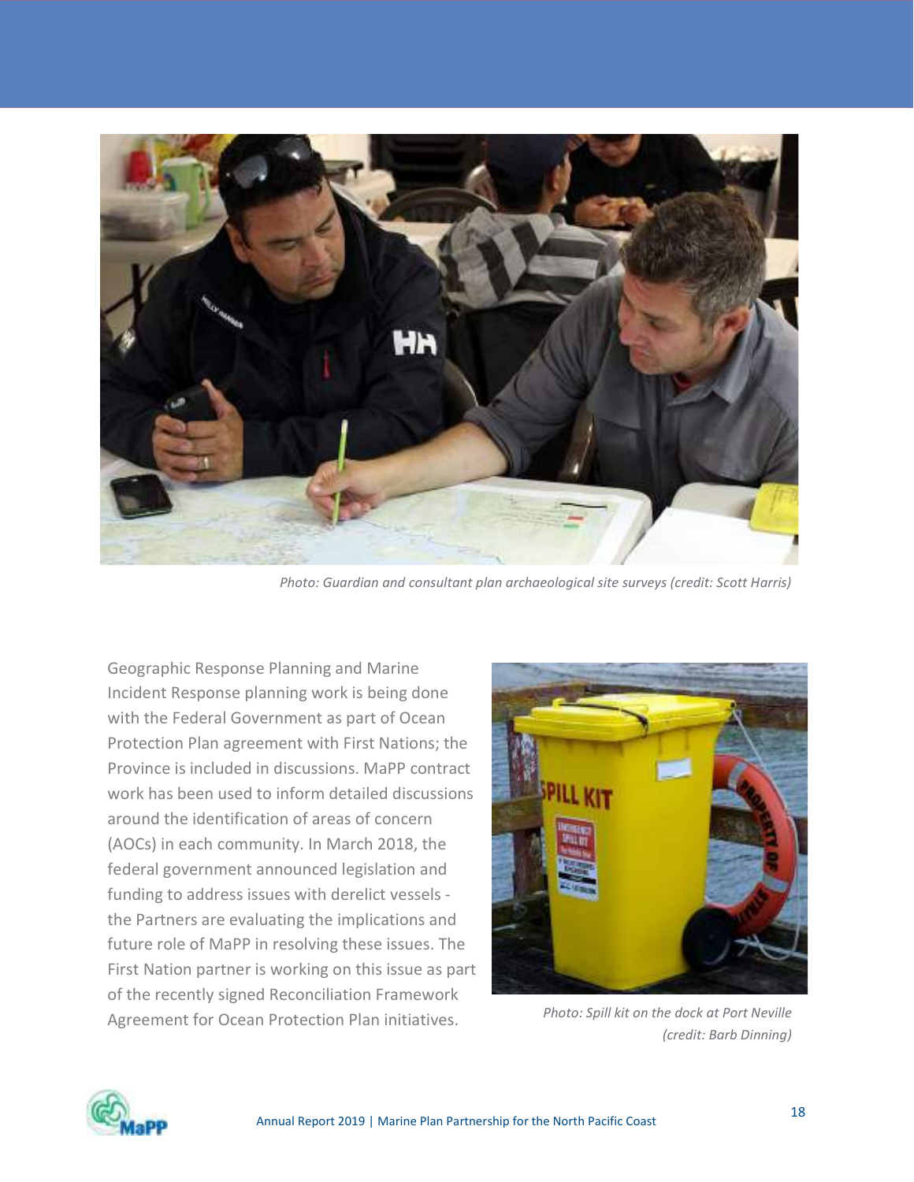Photo: Guardian and consultant plan archaeological site surveys (credit: Scott Harris)

Geographic Response Planning and Marine Incident Response planning work is being done with the Federal Government as part of Ocean Protection Plan agreement with First Nations; the Province is included in discussions. MaPP contract work has been used to inform detailed discussions around the identification of areas of concern (AOCs) in each community. In March 2018, the federal government announced legislation and funding to address issues with derelict vessels - the Partners are evaluating the implications and future role of MaPP in resolving these issues. The First Nation partner is working on this issue as part of the recently signed Reconciliation Framework Agreement for Ocean Protection Plan initiatives.

Photo: Spill kit on the dock at Port Neville (credit: Barb Dinning)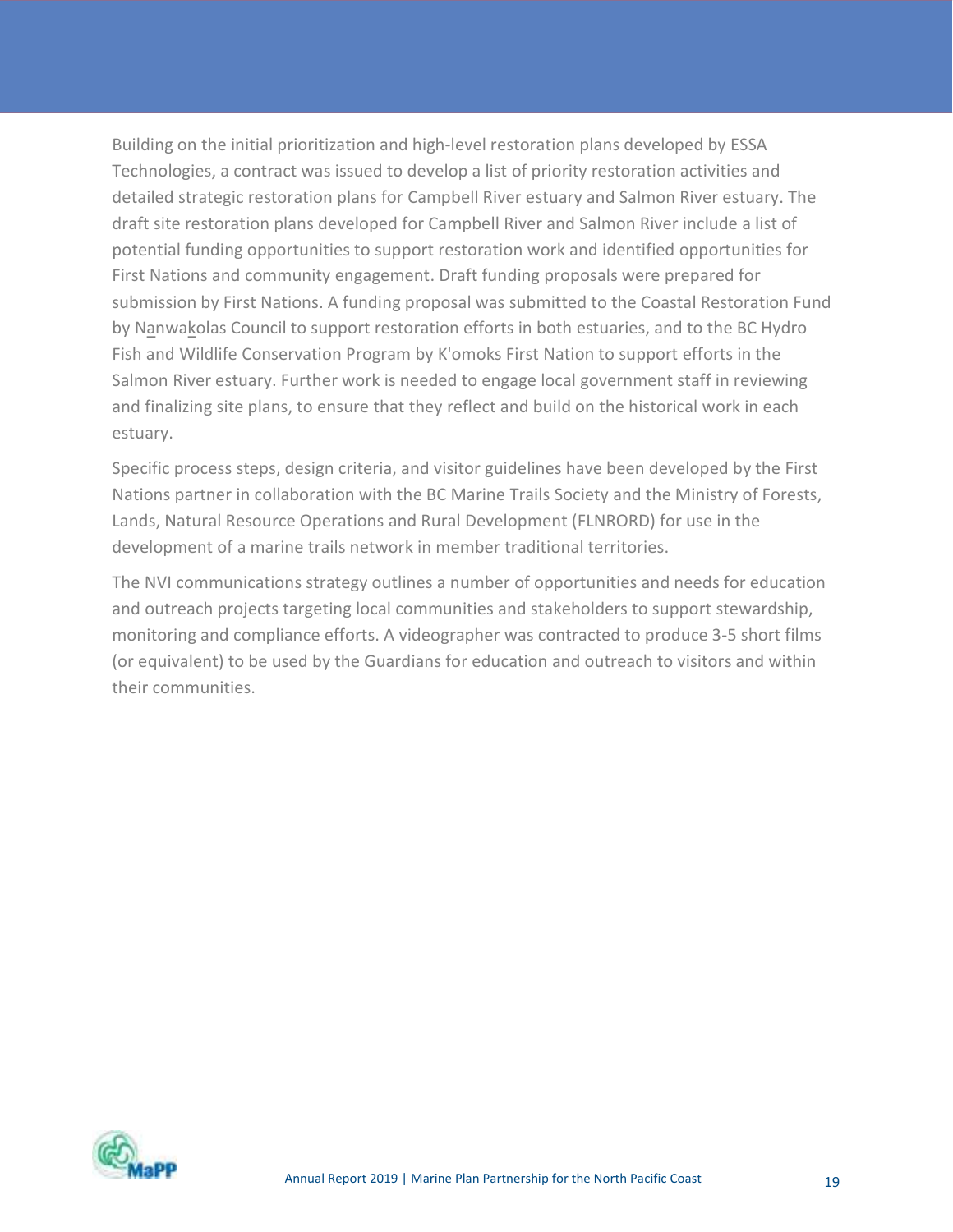Building on the initial prioritization and high-level restoration plans developed by ESSA Technologies, a contract was issued to develop a list of priority restoration activities and detailed strategic restoration plans for Campbell River estuary and Salmon River estuary. The draft site restoration plans developed for Campbell River and Salmon River include a list of potential funding opportunities to support restoration work and identified opportunities for First Nations and community engagement. Draft funding proposals were prepared for submission by First Nations. A funding proposal was submitted to the Coastal Restoration Fund by Na̱nwaḵolas Council to support restoration efforts in both estuaries, and to the BC Hydro Fish and Wildlife Conservation Program by K'omoks First Nation to support efforts in the Salmon River estuary. Further work is needed to engage local government staff in reviewing and finalizing site plans, to ensure that they reflect and build on the historical work in each estuary.

Specific process steps, design criteria, and visitor guidelines have been developed by the First Nations partner in collaboration with the BC Marine Trails Society and the Ministry of Forests, Lands, Natural Resource Operations and Rural Development (FLNRORD) for use in the development of a marine trails network in member traditional territories.

The NVI communications strategy outlines a number of opportunities and needs for education and outreach projects targeting local communities and stakeholders to support stewardship, monitoring and compliance efforts. A videographer was contracted to produce 3-5 short films (or equivalent) to be used by the Guardians for education and outreach to visitors and within their communities.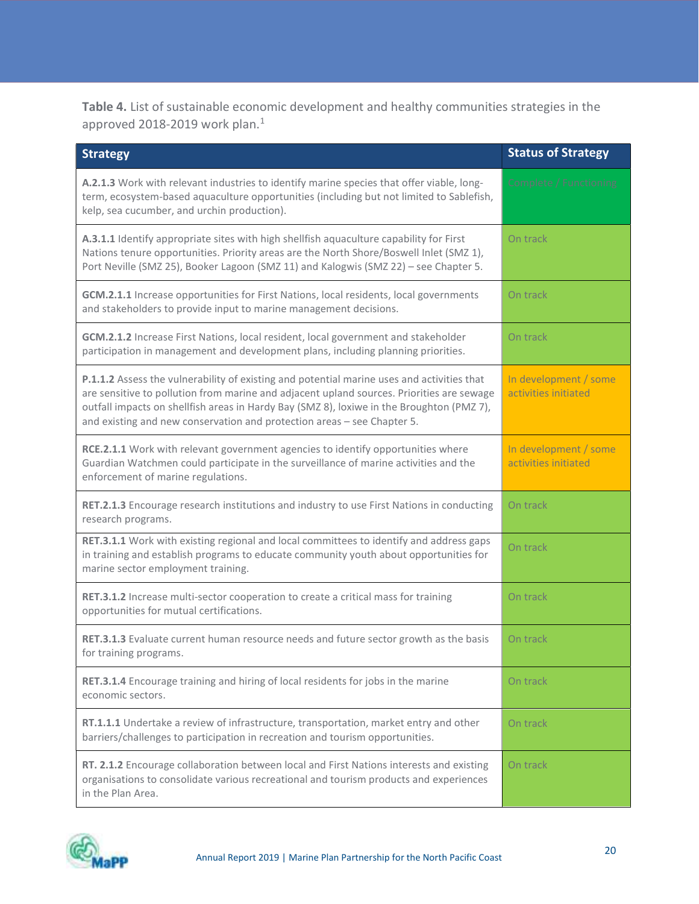**Table 4.** List of sustainable economic development and healthy communities strategies in the approved 2018-2019 work plan.[1]

| Strategy | Status of Strategy |
|---|---|
| **A.2.1.3** Work with relevant industries to identify marine species that offer viable, long-term, ecosystem-based aquaculture opportunities (including but not limited to Sablefish, kelp, sea cucumber, and urchin production). | Complete / Functioning |
| **A.3.1.1** Identify appropriate sites with high shellfish aquaculture capability for First Nations tenure opportunities. Priority areas are the North Shore/Boswell Inlet (SMZ 1), Port Neville (SMZ 25), Booker Lagoon (SMZ 11) and Kalogwis (SMZ 22) – see Chapter 5. | On track |
| **GCM.2.1.1** Increase opportunities for First Nations, local residents, local governments and stakeholders to provide input to marine management decisions. | On track |
| **GCM.2.1.2** Increase First Nations, local resident, local government and stakeholder participation in management and development plans, including planning priorities. | On track |
| **P.1.1.2** Assess the vulnerability of existing and potential marine uses and activities that are sensitive to pollution from marine and adjacent upland sources. Priorities are sewage outfall impacts on shellfish areas in Hardy Bay (SMZ 8), loxiwe in the Broughton (PMZ 7), and existing and new conservation and protection areas – see Chapter 5. | In development / some activities initiated |
| **RCE.2.1.1** Work with relevant government agencies to identify opportunities where Guardian Watchmen could participate in the surveillance of marine activities and the enforcement of marine regulations. | In development / some activities initiated |
| **RET.2.1.3** Encourage research institutions and industry to use First Nations in conducting research programs. | On track |
| **RET.3.1.1** Work with existing regional and local committees to identify and address gaps in training and establish programs to educate community youth about opportunities for marine sector employment training. | On track |
| **RET.3.1.2** Increase multi-sector cooperation to create a critical mass for training opportunities for mutual certifications. | On track |
| **RET.3.1.3** Evaluate current human resource needs and future sector growth as the basis for training programs. | On track |
| **RET.3.1.4** Encourage training and hiring of local residents for jobs in the marine economic sectors. | On track |
| **RT.1.1.1** Undertake a review of infrastructure, transportation, market entry and other barriers/challenges to participation in recreation and tourism opportunities. | On track |
| **RT. 2.1.2** Encourage collaboration between local and First Nations interests and existing organisations to consolidate various recreational and tourism products and experiences in the Plan Area. | On track |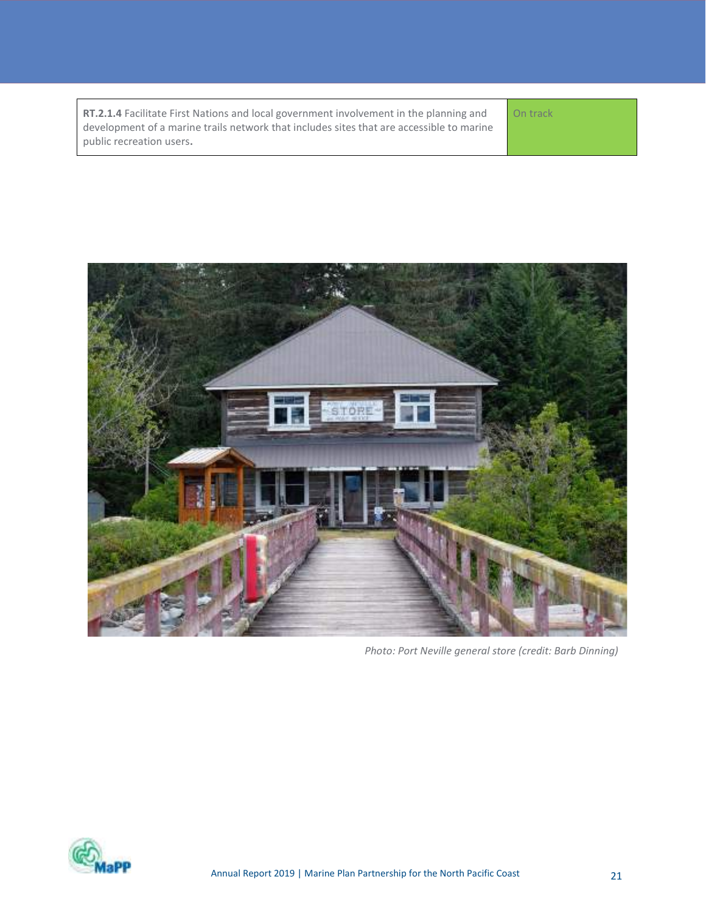| | |
|---|---|
| **RT.2.1.4** Facilitate First Nations and local government involvement in the planning and development of a marine trails network that includes sites that are accessible to marine public recreation users**.** | On track |

*Photo: Port Neville general store (credit: Barb Dinning)*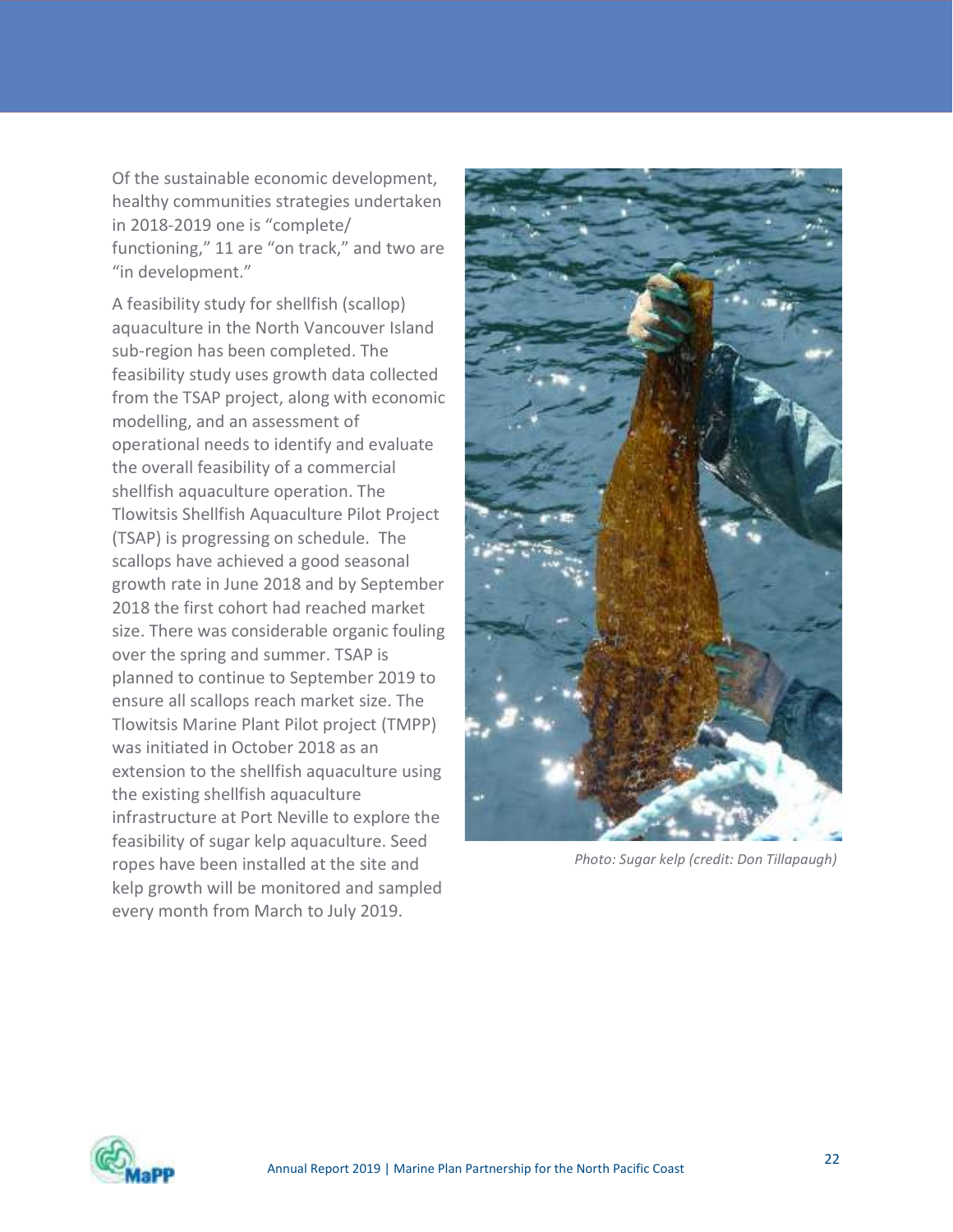Of the sustainable economic development, healthy communities strategies undertaken in 2018-2019 one is "complete/ functioning," 11 are "on track," and two are "in development."

A feasibility study for shellfish (scallop) aquaculture in the North Vancouver Island sub-region has been completed. The feasibility study uses growth data collected from the TSAP project, along with economic modelling, and an assessment of operational needs to identify and evaluate the overall feasibility of a commercial shellfish aquaculture operation. The Tlowitsis Shellfish Aquaculture Pilot Project (TSAP) is progressing on schedule. The scallops have achieved a good seasonal growth rate in June 2018 and by September 2018 the first cohort had reached market size. There was considerable organic fouling over the spring and summer. TSAP is planned to continue to September 2019 to ensure all scallops reach market size. The Tlowitsis Marine Plant Pilot project (TMPP) was initiated in October 2018 as an extension to the shellfish aquaculture using the existing shellfish aquaculture infrastructure at Port Neville to explore the feasibility of sugar kelp aquaculture. Seed ropes have been installed at the site and kelp growth will be monitored and sampled every month from March to July 2019.

*Photo: Sugar kelp (credit: Don Tillapaugh)*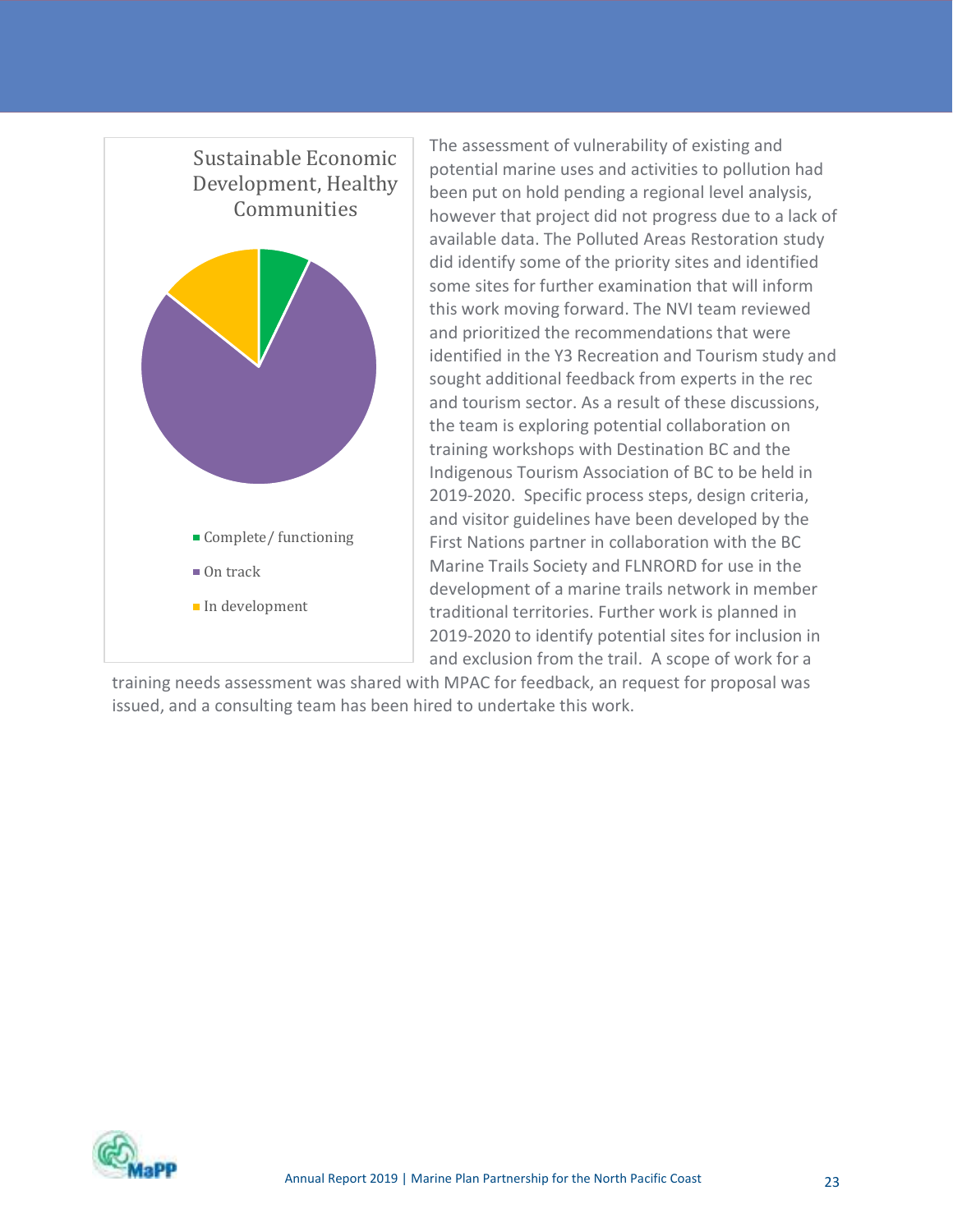Sustainable Economic Development, Healthy Communities

- Complete/ functioning
- On track
- In development

The assessment of vulnerability of existing and potential marine uses and activities to pollution had been put on hold pending a regional level analysis, however that project did not progress due to a lack of available data. The Polluted Areas Restoration study did identify some of the priority sites and identified some sites for further examination that will inform this work moving forward. The NVI team reviewed and prioritized the recommendations that were identified in the Y3 Recreation and Tourism study and sought additional feedback from experts in the rec and tourism sector. As a result of these discussions, the team is exploring potential collaboration on training workshops with Destination BC and the Indigenous Tourism Association of BC to be held in 2019-2020. Specific process steps, design criteria, and visitor guidelines have been developed by the First Nations partner in collaboration with the BC Marine Trails Society and FLNRORD for use in the development of a marine trails network in member traditional territories. Further work is planned in 2019-2020 to identify potential sites for inclusion in and exclusion from the trail. A scope of work for a training needs assessment was shared with MPAC for feedback, an request for proposal was issued, and a consulting team has been hired to undertake this work.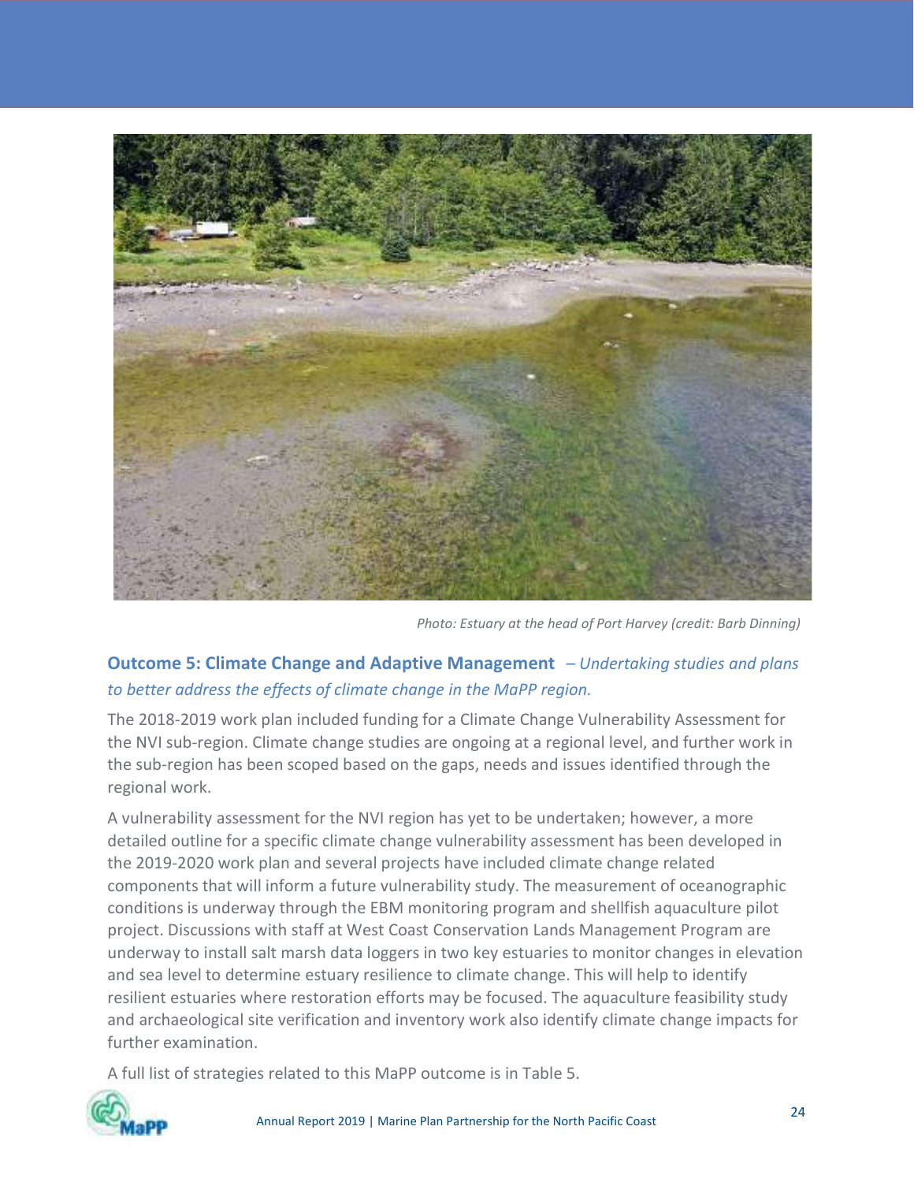Photo: Estuary at the head of Port Harvey (credit: Barb Dinning)

### Outcome 5: Climate Change and Adaptive Management *– Undertaking studies and plans to better address the effects of climate change in the MaPP region.*

The 2018-2019 work plan included funding for a Climate Change Vulnerability Assessment for the NVI sub-region. Climate change studies are ongoing at a regional level, and further work in the sub-region has been scoped based on the gaps, needs and issues identified through the regional work.

A vulnerability assessment for the NVI region has yet to be undertaken; however, a more detailed outline for a specific climate change vulnerability assessment has been developed in the 2019-2020 work plan and several projects have included climate change related components that will inform a future vulnerability study. The measurement of oceanographic conditions is underway through the EBM monitoring program and shellfish aquaculture pilot project. Discussions with staff at West Coast Conservation Lands Management Program are underway to install salt marsh data loggers in two key estuaries to monitor changes in elevation and sea level to determine estuary resilience to climate change. This will help to identify resilient estuaries where restoration efforts may be focused. The aquaculture feasibility study and archaeological site verification and inventory work also identify climate change impacts for further examination.

A full list of strategies related to this MaPP outcome is in Table 5.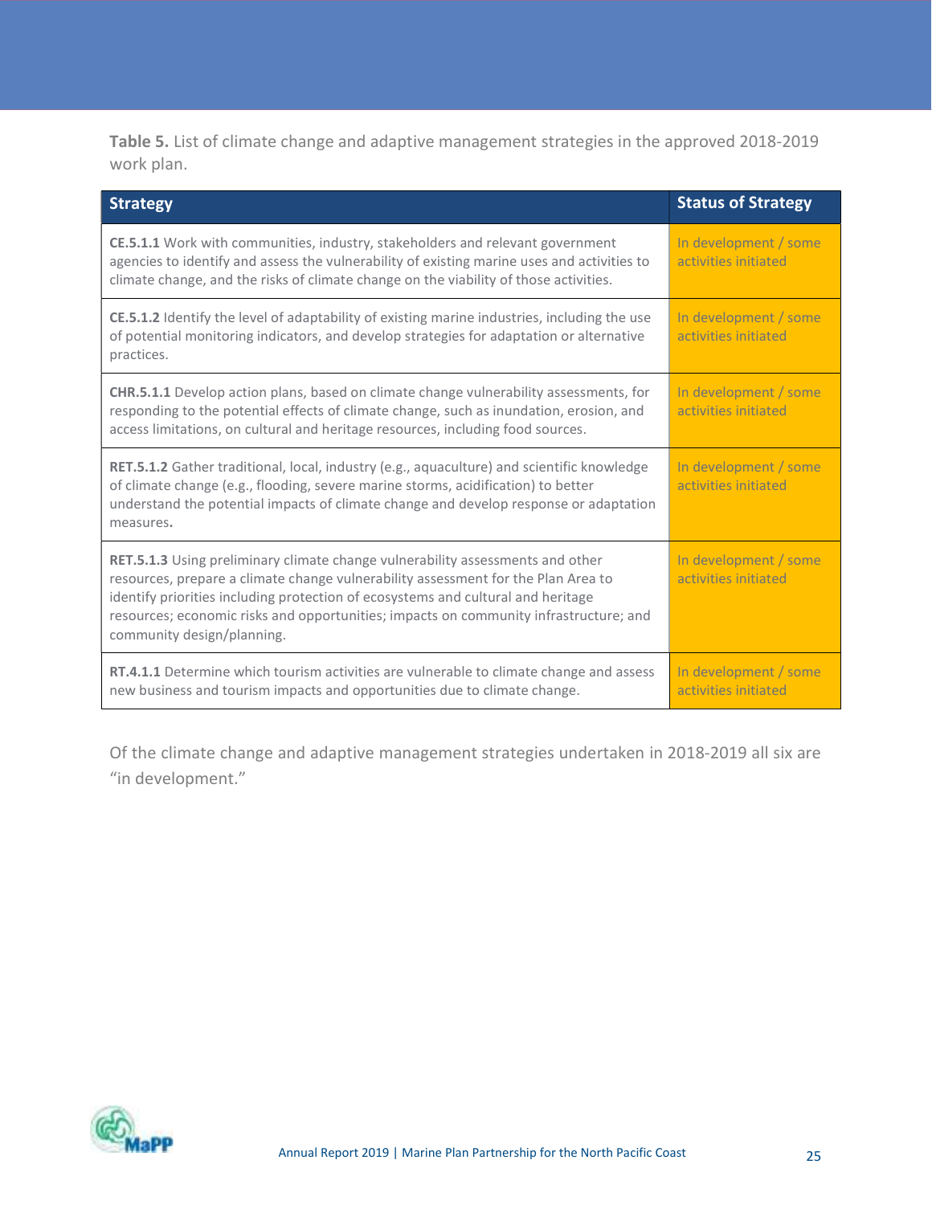**Table 5.** List of climate change and adaptive management strategies in the approved 2018-2019 work plan.

| Strategy | Status of Strategy |
| --- | --- |
| **CE.5.1.1** Work with communities, industry, stakeholders and relevant government agencies to identify and assess the vulnerability of existing marine uses and activities to climate change, and the risks of climate change on the viability of those activities. | In development / some activities initiated |
| **CE.5.1.2** Identify the level of adaptability of existing marine industries, including the use of potential monitoring indicators, and develop strategies for adaptation or alternative practices. | In development / some activities initiated |
| **CHR.5.1.1** Develop action plans, based on climate change vulnerability assessments, for responding to the potential effects of climate change, such as inundation, erosion, and access limitations, on cultural and heritage resources, including food sources. | In development / some activities initiated |
| **RET.5.1.2** Gather traditional, local, industry (e.g., aquaculture) and scientific knowledge of climate change (e.g., flooding, severe marine storms, acidification) to better understand the potential impacts of climate change and develop response or adaptation measures**.** | In development / some activities initiated |
| **RET.5.1.3** Using preliminary climate change vulnerability assessments and other resources, prepare a climate change vulnerability assessment for the Plan Area to identify priorities including protection of ecosystems and cultural and heritage resources; economic risks and opportunities; impacts on community infrastructure; and community design/planning. | In development / some activities initiated |
| **RT.4.1.1** Determine which tourism activities are vulnerable to climate change and assess new business and tourism impacts and opportunities due to climate change. | In development / some activities initiated |

Of the climate change and adaptive management strategies undertaken in 2018-2019 all six are "in development."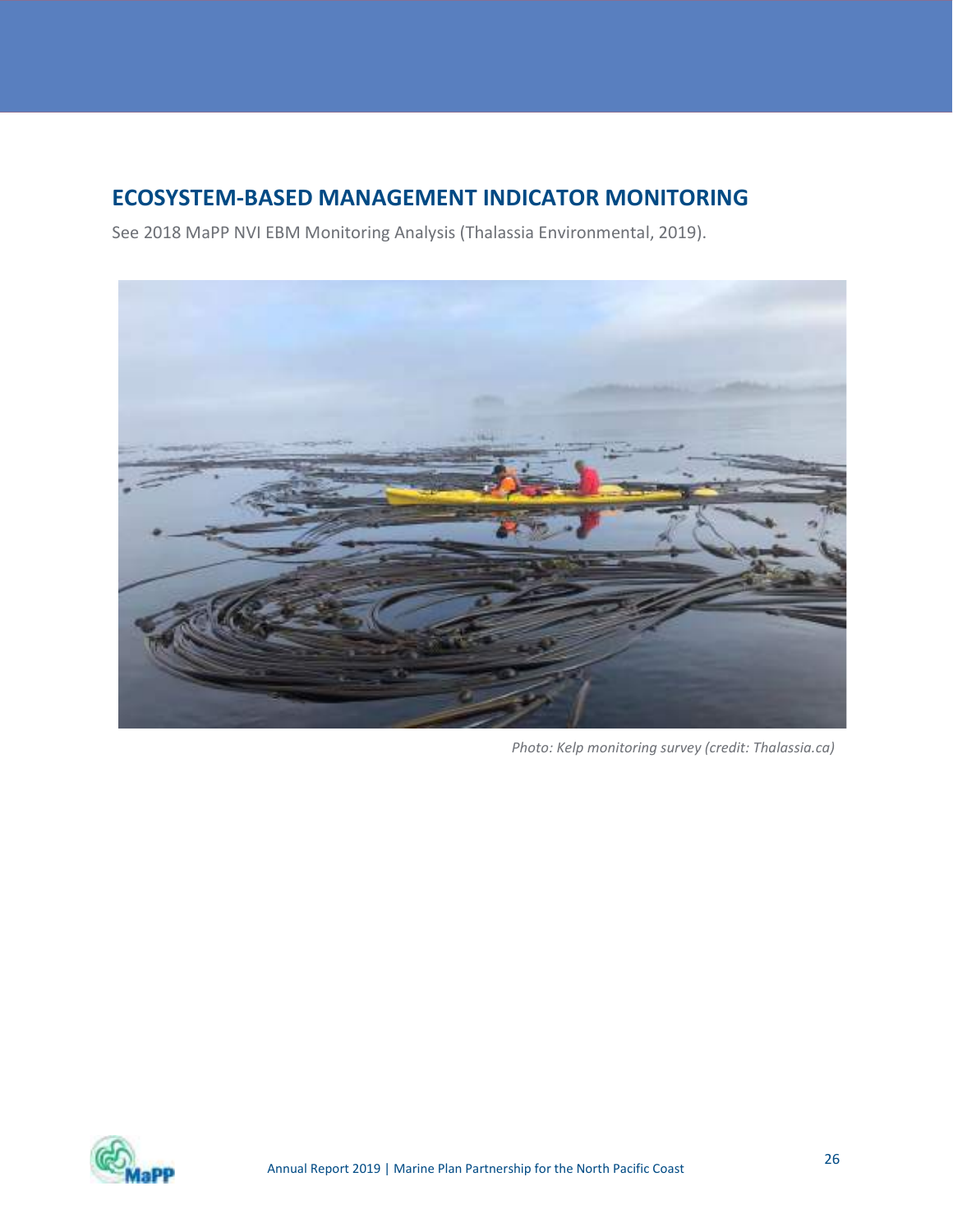## ECOSYSTEM-BASED MANAGEMENT INDICATOR MONITORING

See 2018 MaPP NVI EBM Monitoring Analysis (Thalassia Environmental, 2019).

*Photo: Kelp monitoring survey (credit: Thalassia.ca)*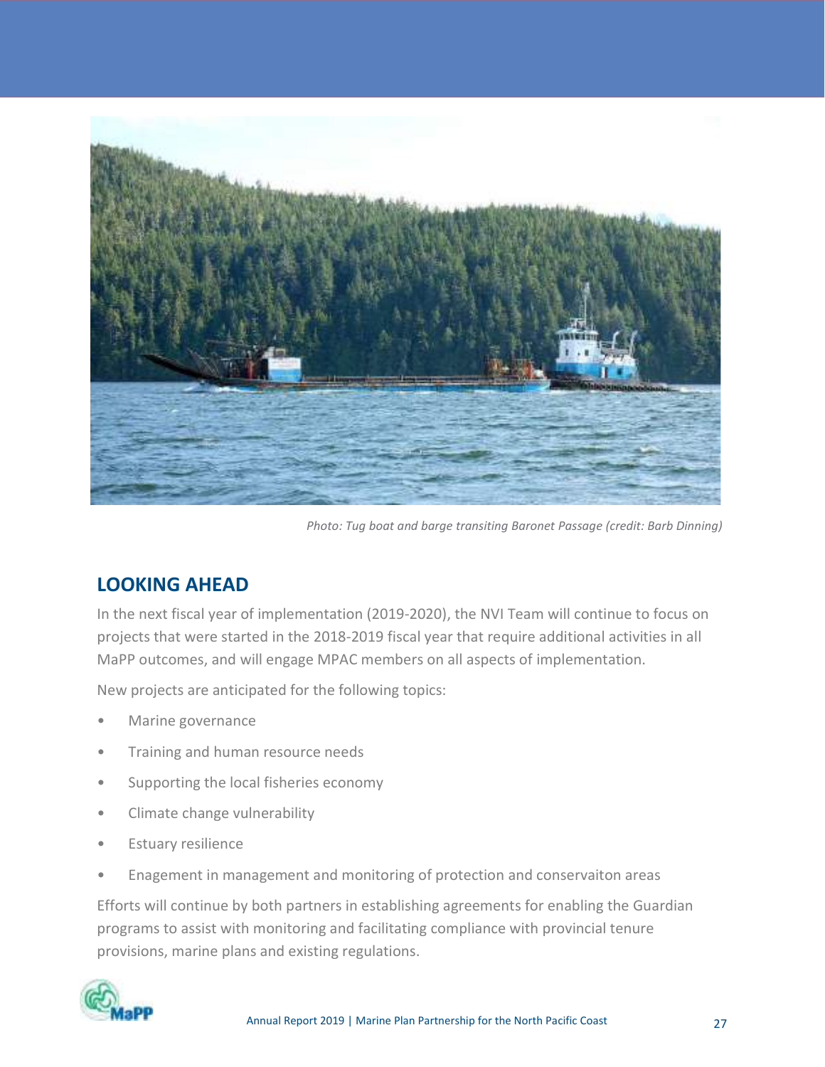*Photo: Tug boat and barge transiting Baronet Passage (credit: Barb Dinning)*

## LOOKING AHEAD

In the next fiscal year of implementation (2019-2020), the NVI Team will continue to focus on projects that were started in the 2018-2019 fiscal year that require additional activities in all MaPP outcomes, and will engage MPAC members on all aspects of implementation.

New projects are anticipated for the following topics:

- Marine governance
- Training and human resource needs
- Supporting the local fisheries economy
- Climate change vulnerability
- Estuary resilience
- Enagement in management and monitoring of protection and conservaiton areas

Efforts will continue by both partners in establishing agreements for enabling the Guardian programs to assist with monitoring and facilitating compliance with provincial tenure provisions, marine plans and existing regulations.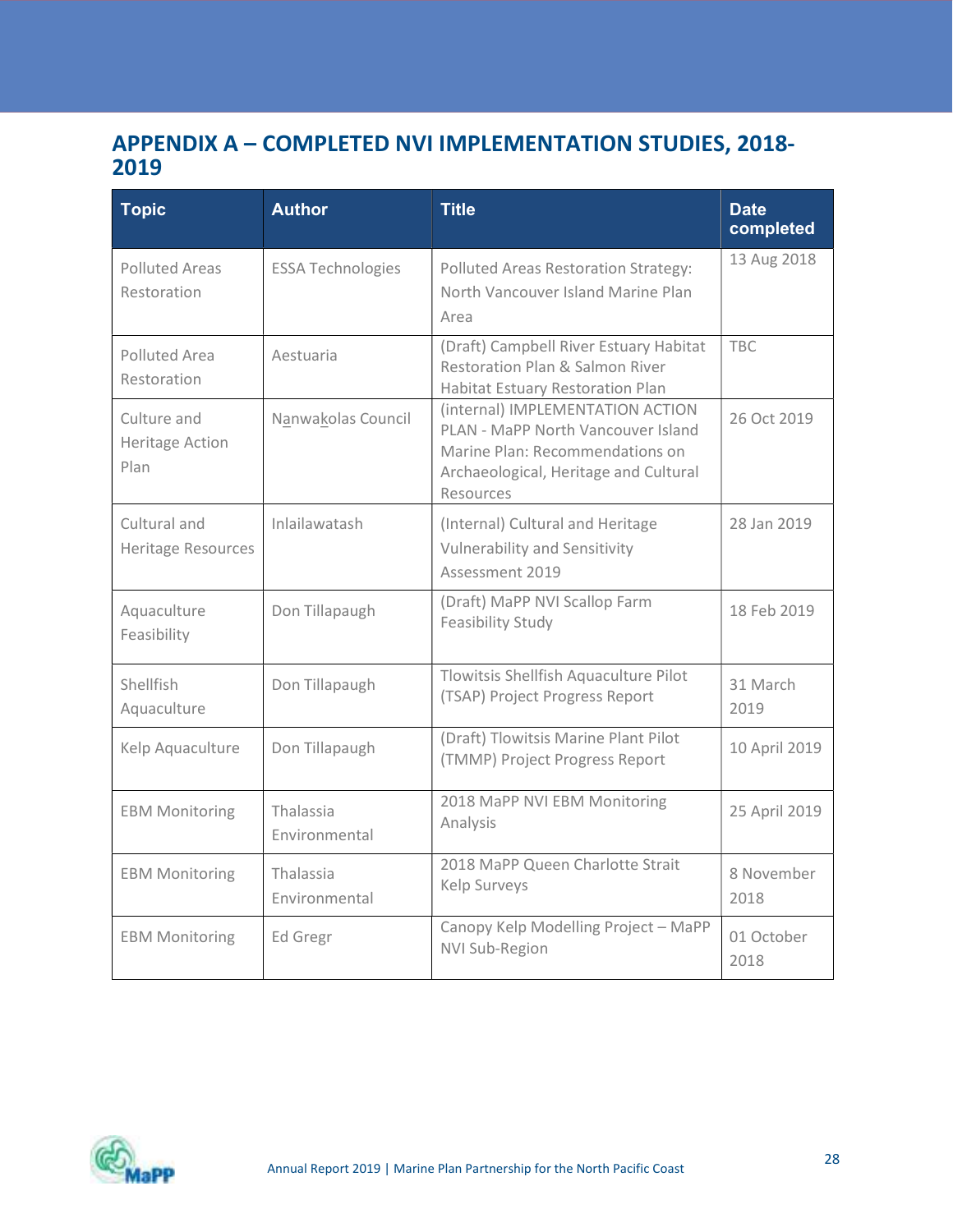## APPENDIX A – COMPLETED NVI IMPLEMENTATION STUDIES, 2018-2019

| Topic | Author | Title | Date completed |
|---|---|---|---|
| Polluted Areas Restoration | ESSA Technologies | Polluted Areas Restoration Strategy: North Vancouver Island Marine Plan Area | 13 Aug 2018 |
| Polluted Area Restoration | Aestuaria | (Draft) Campbell River Estuary Habitat Restoration Plan & Salmon River Habitat Estuary Restoration Plan | TBC |
| Culture and Heritage Action Plan | Nanwakolas Council | (internal) IMPLEMENTATION ACTION PLAN - MaPP North Vancouver Island Marine Plan: Recommendations on Archaeological, Heritage and Cultural Resources | 26 Oct 2019 |
| Cultural and Heritage Resources | Inlailawatash | (Internal) Cultural and Heritage Vulnerability and Sensitivity Assessment 2019 | 28 Jan 2019 |
| Aquaculture Feasibility | Don Tillapaugh | (Draft) MaPP NVI Scallop Farm Feasibility Study | 18 Feb 2019 |
| Shellfish Aquaculture | Don Tillapaugh | Tlowitsis Shellfish Aquaculture Pilot (TSAP) Project Progress Report | 31 March 2019 |
| Kelp Aquaculture | Don Tillapaugh | (Draft) Tlowitsis Marine Plant Pilot (TMMP) Project Progress Report | 10 April 2019 |
| EBM Monitoring | Thalassia Environmental | 2018 MaPP NVI EBM Monitoring Analysis | 25 April 2019 |
| EBM Monitoring | Thalassia Environmental | 2018 MaPP Queen Charlotte Strait Kelp Surveys | 8 November 2018 |
| EBM Monitoring | Ed Gregr | Canopy Kelp Modelling Project – MaPP NVI Sub-Region | 01 October 2018 |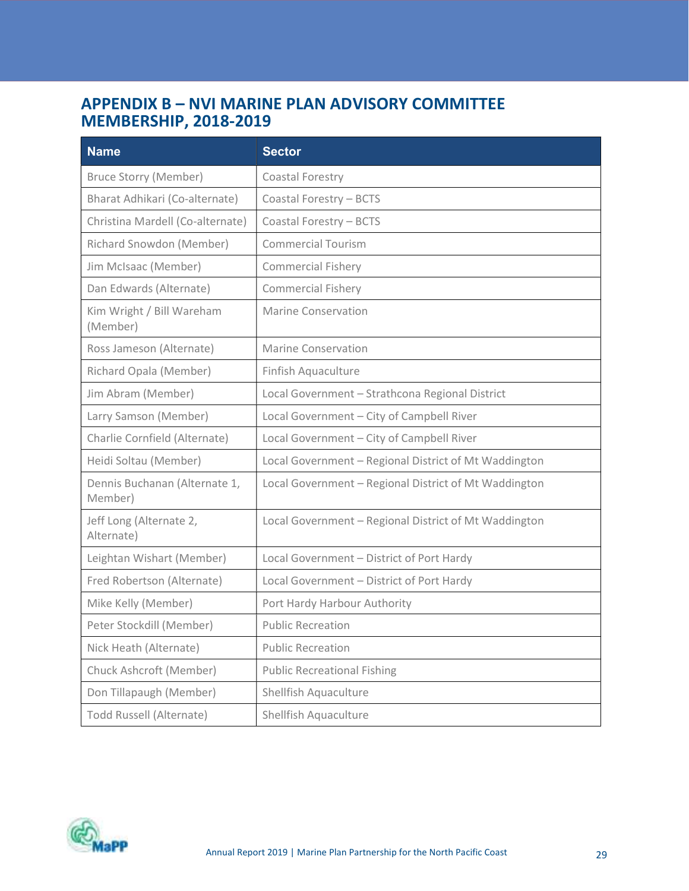## APPENDIX B – NVI MARINE PLAN ADVISORY COMMITTEE MEMBERSHIP, 2018-2019

| Name | Sector |
|---|---|
| Bruce Storry (Member) | Coastal Forestry |
| Bharat Adhikari (Co-alternate) | Coastal Forestry – BCTS |
| Christina Mardell (Co-alternate) | Coastal Forestry – BCTS |
| Richard Snowdon (Member) | Commercial Tourism |
| Jim McIsaac (Member) | Commercial Fishery |
| Dan Edwards (Alternate) | Commercial Fishery |
| Kim Wright / Bill Wareham (Member) | Marine Conservation |
| Ross Jameson (Alternate) | Marine Conservation |
| Richard Opala (Member) | Finfish Aquaculture |
| Jim Abram (Member) | Local Government – Strathcona Regional District |
| Larry Samson (Member) | Local Government – City of Campbell River |
| Charlie Cornfield (Alternate) | Local Government – City of Campbell River |
| Heidi Soltau (Member) | Local Government – Regional District of Mt Waddington |
| Dennis Buchanan (Alternate 1, Member) | Local Government – Regional District of Mt Waddington |
| Jeff Long (Alternate 2, Alternate) | Local Government – Regional District of Mt Waddington |
| Leightan Wishart (Member) | Local Government – District of Port Hardy |
| Fred Robertson (Alternate) | Local Government – District of Port Hardy |
| Mike Kelly (Member) | Port Hardy Harbour Authority |
| Peter Stockdill (Member) | Public Recreation |
| Nick Heath (Alternate) | Public Recreation |
| Chuck Ashcroft (Member) | Public Recreational Fishing |
| Don Tillapaugh (Member) | Shellfish Aquaculture |
| Todd Russell (Alternate) | Shellfish Aquaculture |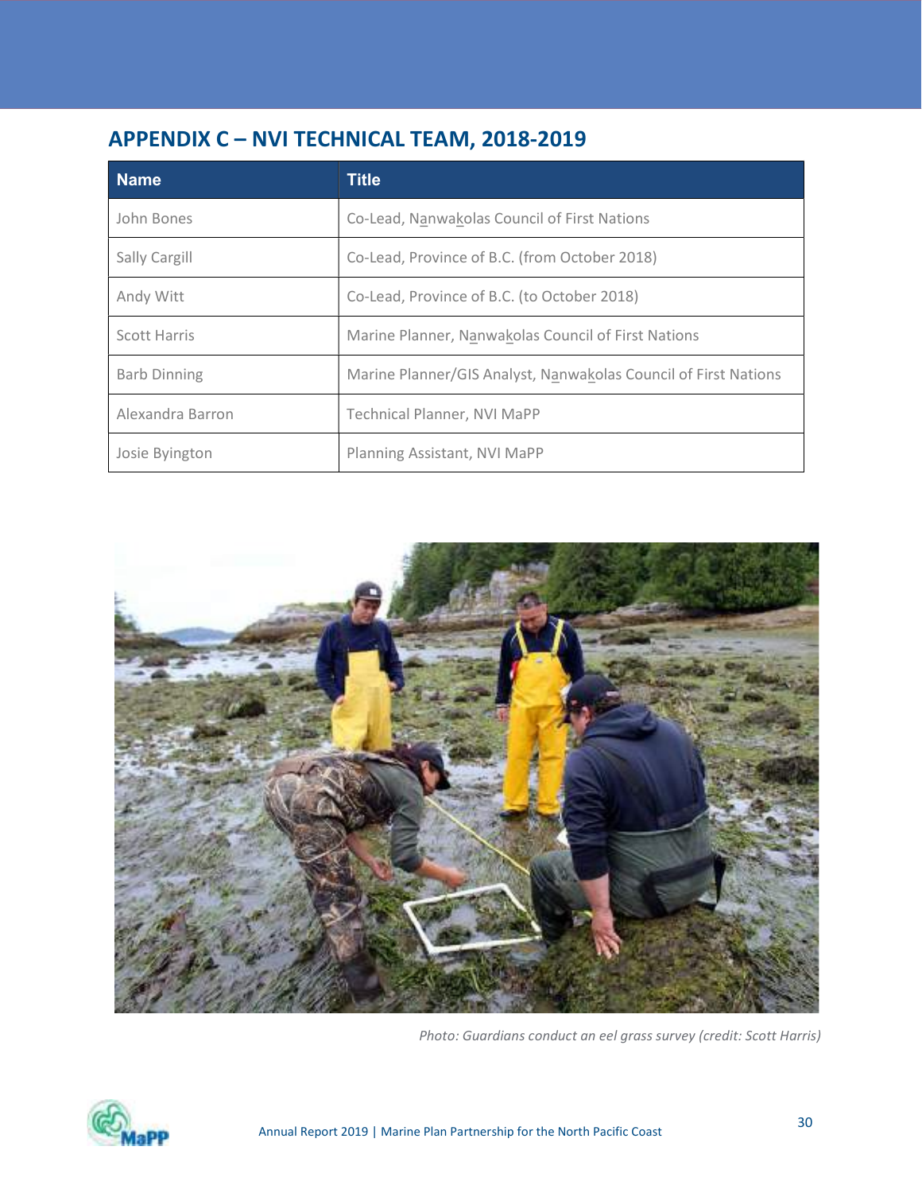## APPENDIX C – NVI TECHNICAL TEAM, 2018-2019

| Name | Title |
| --- | --- |
| John Bones | Co-Lead, Nanwakolas Council of First Nations |
| Sally Cargill | Co-Lead, Province of B.C. (from October 2018) |
| Andy Witt | Co-Lead, Province of B.C. (to October 2018) |
| Scott Harris | Marine Planner, Nanwakolas Council of First Nations |
| Barb Dinning | Marine Planner/GIS Analyst, Nanwakolas Council of First Nations |
| Alexandra Barron | Technical Planner, NVI MaPP |
| Josie Byington | Planning Assistant, NVI MaPP |

*Photo: Guardians conduct an eel grass survey (credit: Scott Harris)*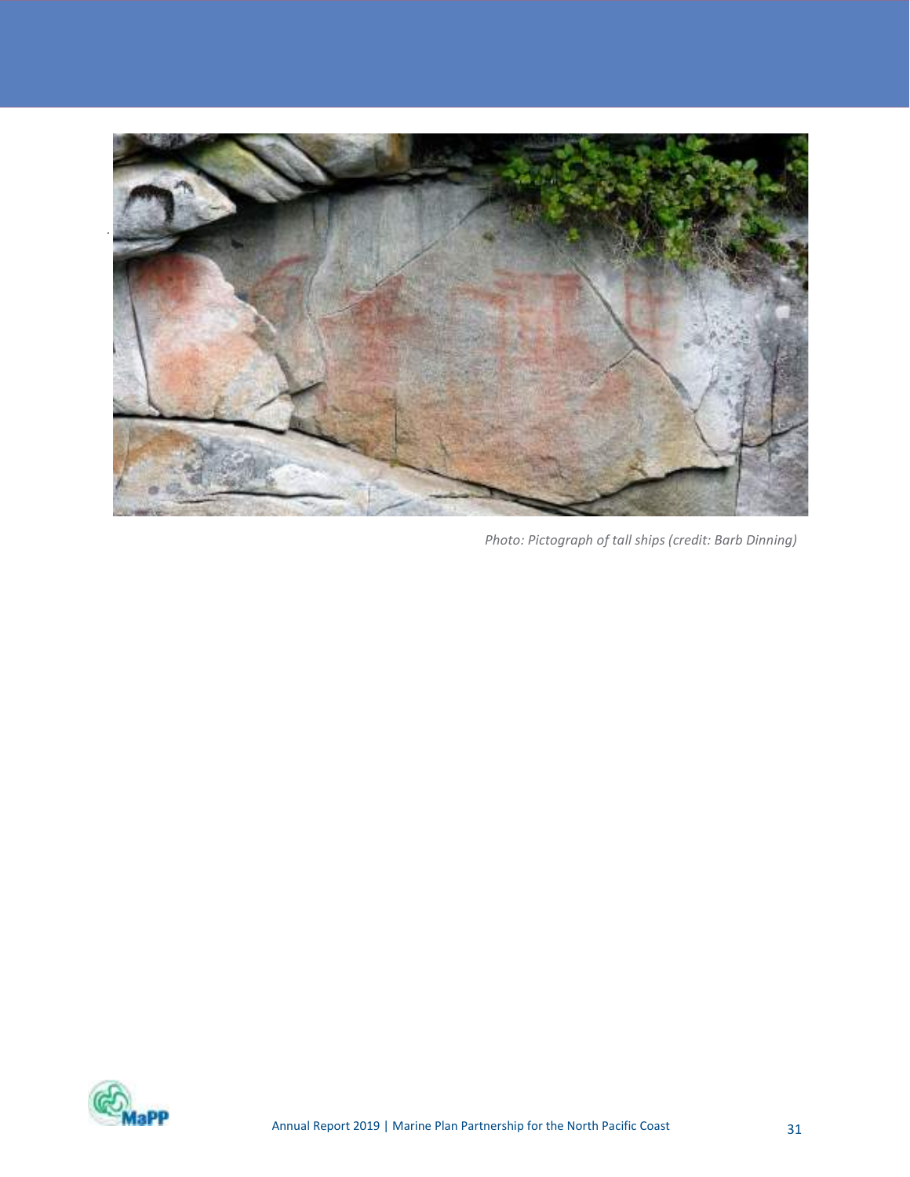*Photo: Pictograph of tall ships (credit: Barb Dinning)*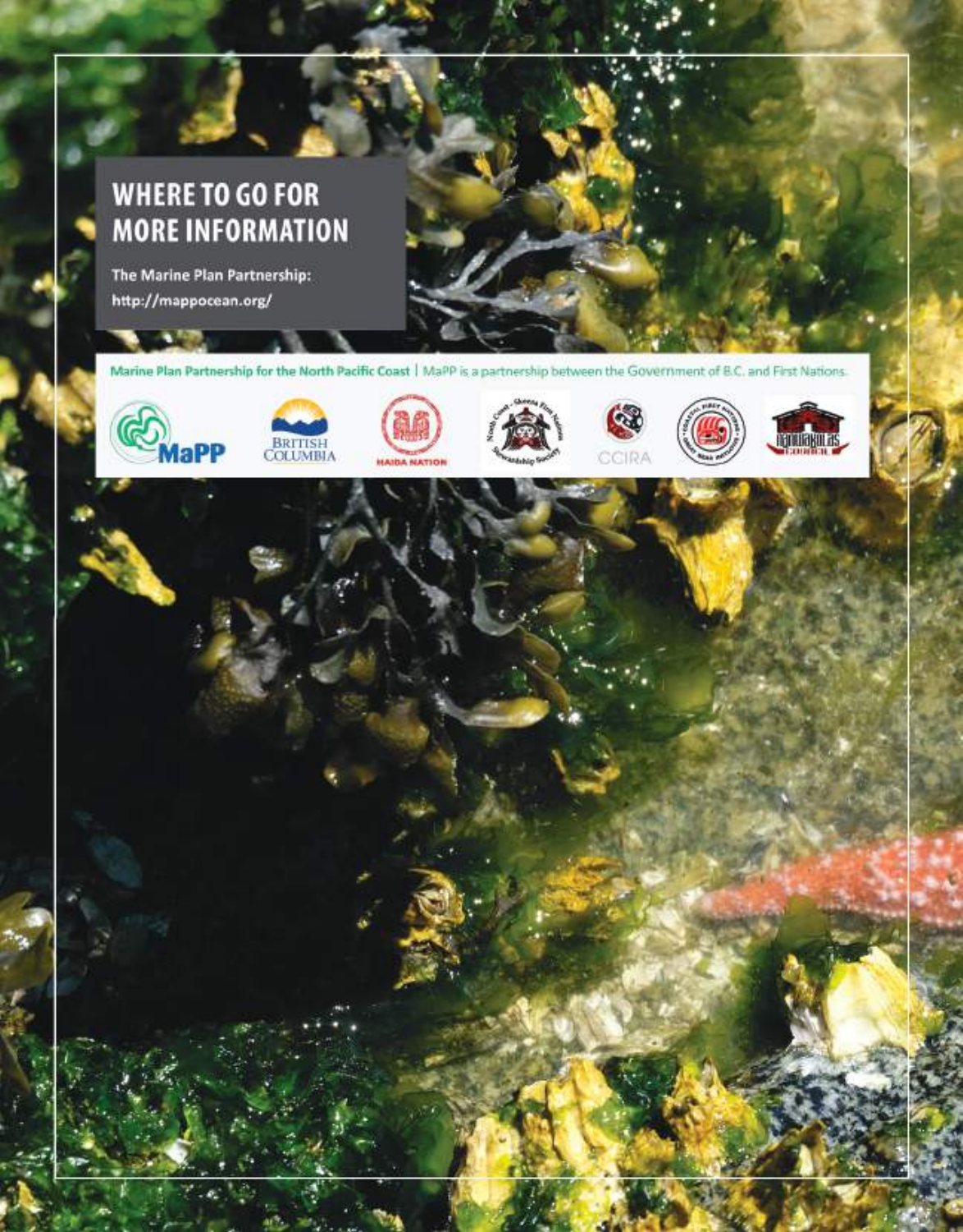# WHERE TO GO FOR MORE INFORMATION

The Marine Plan Partnership:
http://mappocean.org/

**Marine Plan Partnership for the North Pacific Coast** | MaPP is a partnership between the Government of B.C. and First Nations.

MaPP

British Columbia

Haida Nation

North Coast - Skeena First Nations Stewardship Society

CCIRA

Coastal First Nations Great Bear Initiative

Nanwakolas Council